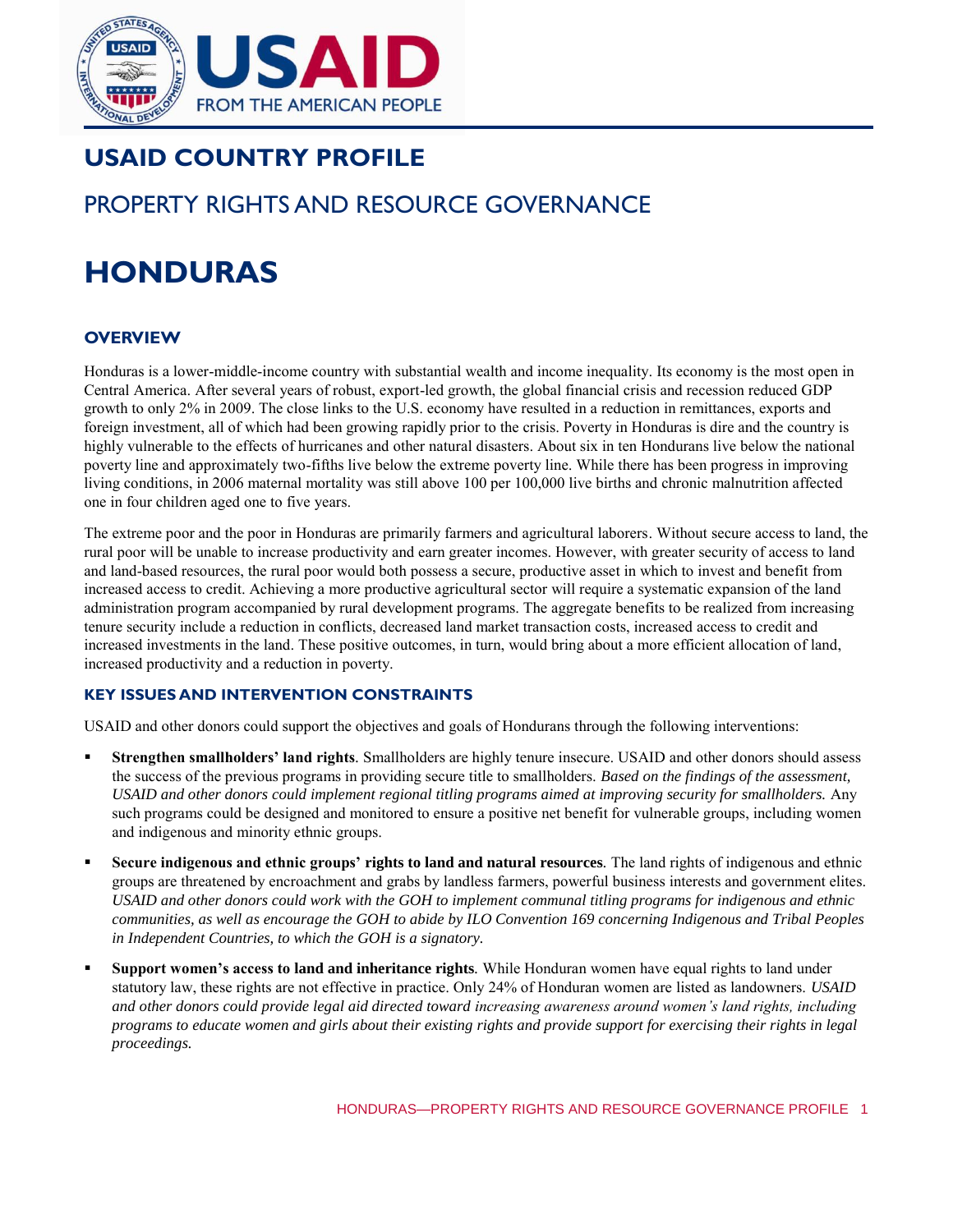# USAID COUNTRY PROFILE

## PROPERTY RIGHTS AND RESOURCE GOVERNANCE

# HONDURAS

### OVERVIEW

Honduras is a lower-middle-income country with substantial wealth and income inequality. Its economy is the most open in Central America. After several years of robust, export-led growth, the global financial crisis and recession reduced GDP growth to only 2% in 2009. The close links to the U.S. economy have resulted in a reduction in remittances, exports and foreign investment, all of which had been growing rapidly prior to the crisis. Poverty in Honduras is dire and the country is highly vulnerable to the effects of hurricanes and other natural disasters. About six in ten Hondurans live below the national poverty line and approximately two-fifths live below the extreme poverty line. While there has been progress in improving living conditions, in 2006 maternal mortality was still above 100 per 100,000 live births and chronic malnutrition affected one in four children aged one to five years.

The extreme poor and the poor in Honduras are primarily farmers and agricultural laborers. Without secure access to land, the rural poor will be unable to increase productivity and earn greater incomes. However, with greater security of access to land and land-based resources, the rural poor would both possess a secure, productive asset in which to invest and benefit from increased access to credit. Achieving a more productive agricultural sector will require a systematic expansion of the land administration program accompanied by rural development programs. The aggregate benefits to be realized from increasing tenure security include a reduction in conflicts, decreased land market transaction costs, increased access to credit and increased investments in the land. These positive outcomes, in turn, would bring about a more efficient allocation of land, increased productivity and a reduction in poverty.

### KEY ISSUES AND INTERVENTION CONSTRAINTS

USAID and other donors could support the objectives and goals of Hondurans through the following interventions:

- **Strengthen smallholders' land rights**. Smallholders are highly tenure insecure. USAID and other donors should assess the success of the previous programs in providing secure title to smallholders. *Based on the findings of the assessment, USAID and other donors could implement regional titling programs aimed at improving security for smallholders.* Any such programs could be designed and monitored to ensure a positive net benefit for vulnerable groups, including women and indigenous and minority ethnic groups.
- **Secure indigenous and ethnic groups' rights to land and natural resources***.* The land rights of indigenous and ethnic groups are threatened by encroachment and grabs by landless farmers, powerful business interests and government elites. *USAID and other donors could work with the GOH to implement communal titling programs for indigenous and ethnic communities, as well as encourage the GOH to abide by ILO Convention 169 concerning Indigenous and Tribal Peoples in Independent Countries, to which the GOH is a signatory.*
- **Support women's access to land and inheritance rights***.* While Honduran women have equal rights to land under statutory law, these rights are not effective in practice. Only 24% of Honduran women are listed as landowners. *USAID and other donors could provide legal aid directed toward increasing awareness around women's land rights, including programs to educate women and girls about their existing rights and provide support for exercising their rights in legal proceedings.*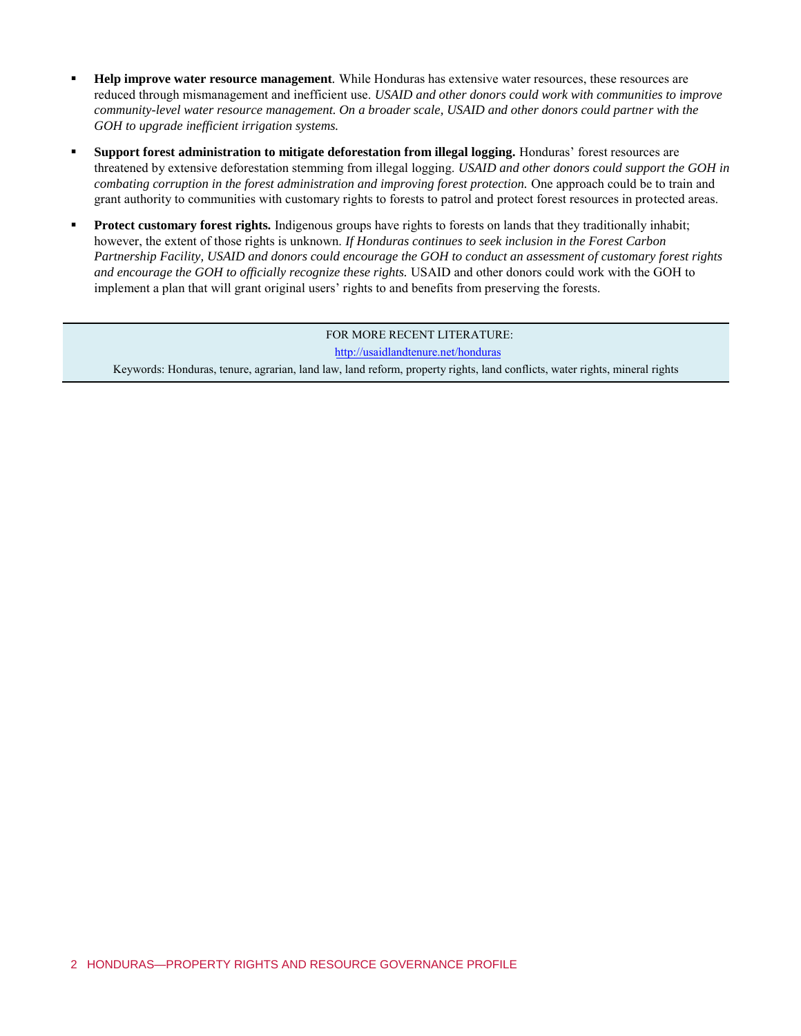- **Help improve water resource management**. While Honduras has extensive water resources, these resources are reduced through mismanagement and inefficient use. *USAID and other donors could work with communities to improve community-level water resource management. On a broader scale, USAID and other donors could partner with the GOH to upgrade inefficient irrigation systems.*

- **Support forest administration to mitigate deforestation from illegal logging.** Honduras' forest resources are threatened by extensive deforestation stemming from illegal logging. *USAID and other donors could support the GOH in combating corruption in the forest administration and improving forest protection.* One approach could be to train and grant authority to communities with customary rights to forests to patrol and protect forest resources in protected areas.

- **Protect customary forest rights.** Indigenous groups have rights to forests on lands that they traditionally inhabit; however, the extent of those rights is unknown. *If Honduras continues to seek inclusion in the Forest Carbon Partnership Facility, USAID and donors could encourage the GOH to conduct an assessment of customary forest rights and encourage the GOH to officially recognize these rights.* USAID and other donors could work with the GOH to implement a plan that will grant original users' rights to and benefits from preserving the forests.

---

FOR MORE RECENT LITERATURE:

http://usaidlandtenure.net/honduras

Keywords: Honduras, tenure, agrarian, land law, land reform, property rights, land conflicts, water rights, mineral rights

---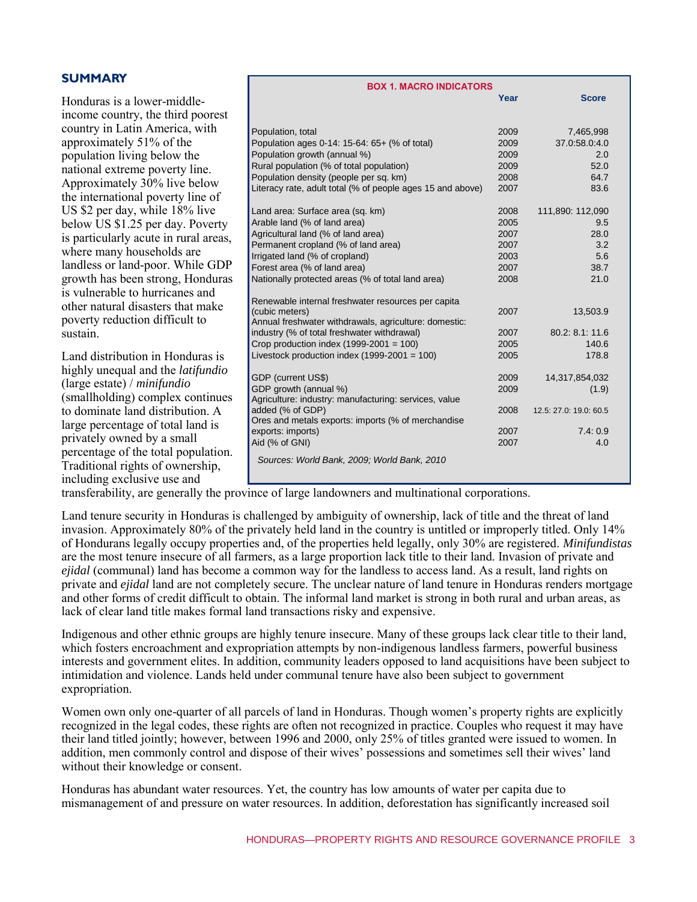## SUMMARY

Honduras is a lower-middle-income country, the third poorest country in Latin America, with approximately 51% of the population living below the national extreme poverty line. Approximately 30% live below the international poverty line of US $2 per day, while 18% live below US $1.25 per day. Poverty is particularly acute in rural areas, where many households are landless or land-poor. While GDP growth has been strong, Honduras is vulnerable to hurricanes and other natural disasters that make poverty reduction difficult to sustain.

Land distribution in Honduras is highly unequal and the *latifundio* (large estate) / *minifundio* (smallholding) complex continues to dominate land distribution. A large percentage of total land is privately owned by a small percentage of the total population. Traditional rights of ownership, including exclusive use and transferability, are generally the province of large landowners and multinational corporations.

**BOX 1. MACRO INDICATORS**

| | Year | Score |
|---|---|---|
| Population, total | 2009 | 7,465,998 |
| Population ages 0-14: 15-64: 65+ (% of total) | 2009 | 37.0:58.0:4.0 |
| Population growth (annual %) | 2009 | 2.0 |
| Rural population (% of total population) | 2009 | 52.0 |
| Population density (people per sq. km) | 2008 | 64.7 |
| Literacy rate, adult total (% of people ages 15 and above) | 2007 | 83.6 |
| Land area: Surface area (sq. km) | 2008 | 111,890: 112,090 |
| Arable land (% of land area) | 2005 | 9.5 |
| Agricultural land (% of land area) | 2007 | 28.0 |
| Permanent cropland (% of land area) | 2007 | 3.2 |
| Irrigated land (% of cropland) | 2003 | 5.6 |
| Forest area (% of land area) | 2007 | 38.7 |
| Nationally protected areas (% of total land area) | 2008 | 21.0 |
| Renewable internal freshwater resources per capita (cubic meters) | 2007 | 13,503.9 |
| Annual freshwater withdrawals, agriculture: domestic: industry (% of total freshwater withdrawal) | 2007 | 80.2: 8.1: 11.6 |
| Crop production index (1999-2001 = 100) | 2005 | 140.6 |
| Livestock production index (1999-2001 = 100) | 2005 | 178.8 |
| GDP (current US$) | 2009 | 14,317,854,032 |
| GDP growth (annual %) | 2009 | (1.9) |
| Agriculture: industry: manufacturing: services, value added (% of GDP) | 2008 | 12.5: 27.0: 19.0: 60.5 |
| Ores and metals exports: imports (% of merchandise exports: imports) | 2007 | 7.4: 0.9 |
| Aid (% of GNI) | 2007 | 4.0 |

*Sources: World Bank, 2009; World Bank, 2010*

Land tenure security in Honduras is challenged by ambiguity of ownership, lack of title and the threat of land invasion. Approximately 80% of the privately held land in the country is untitled or improperly titled. Only 14% of Hondurans legally occupy properties and, of the properties held legally, only 30% are registered. *Minifundistas* are the most tenure insecure of all farmers, as a large proportion lack title to their land. Invasion of private and *ejidal* (communal) land has become a common way for the landless to access land. As a result, land rights on private and *ejidal* land are not completely secure. The unclear nature of land tenure in Honduras renders mortgage and other forms of credit difficult to obtain. The informal land market is strong in both rural and urban areas, as lack of clear land title makes formal land transactions risky and expensive.

Indigenous and other ethnic groups are highly tenure insecure. Many of these groups lack clear title to their land, which fosters encroachment and expropriation attempts by non-indigenous landless farmers, powerful business interests and government elites. In addition, community leaders opposed to land acquisitions have been subject to intimidation and violence. Lands held under communal tenure have also been subject to government expropriation.

Women own only one-quarter of all parcels of land in Honduras. Though women's property rights are explicitly recognized in the legal codes, these rights are often not recognized in practice. Couples who request it may have their land titled jointly; however, between 1996 and 2000, only 25% of titles granted were issued to women. In addition, men commonly control and dispose of their wives' possessions and sometimes sell their wives' land without their knowledge or consent.

Honduras has abundant water resources. Yet, the country has low amounts of water per capita due to mismanagement of and pressure on water resources. In addition, deforestation has significantly increased soil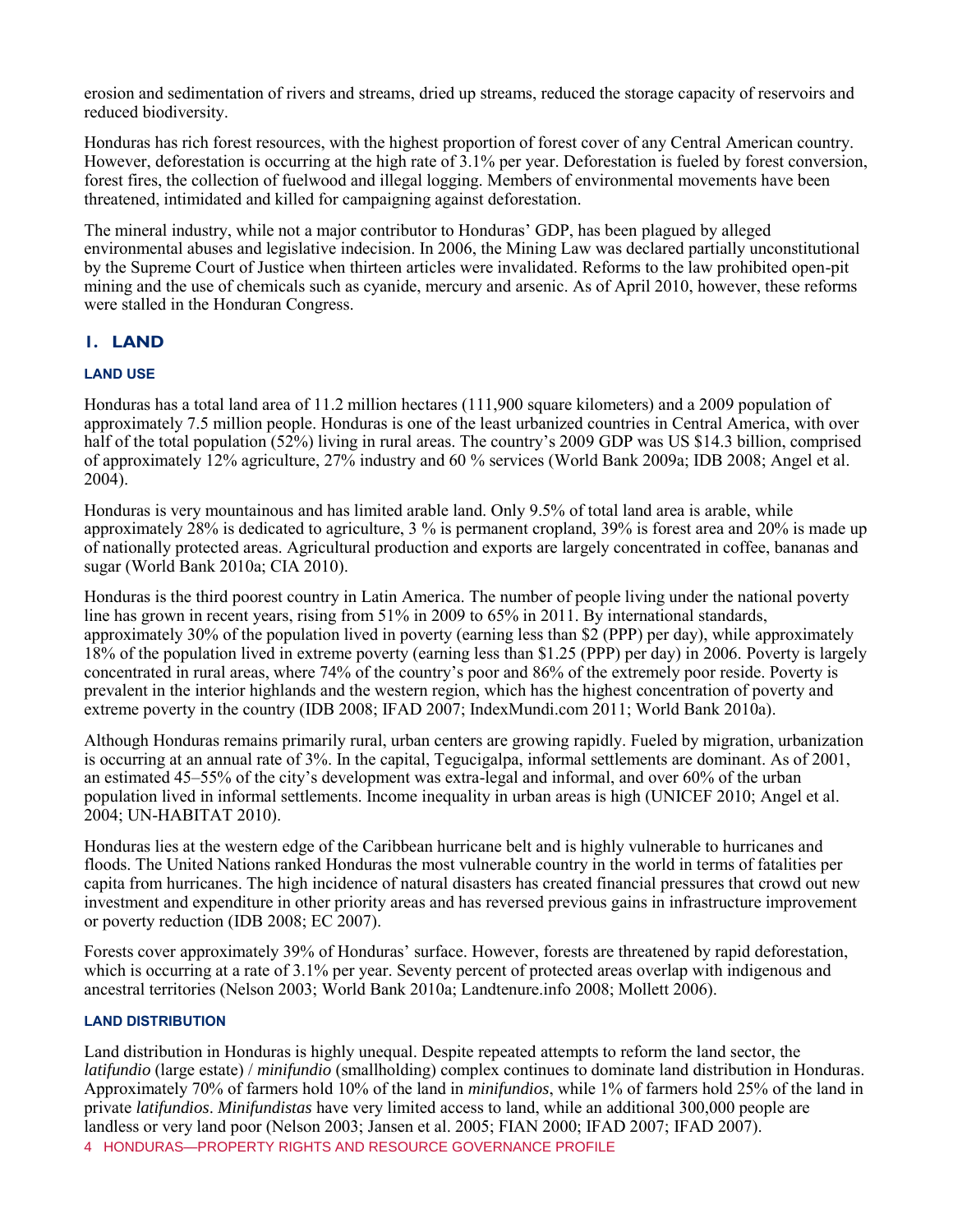erosion and sedimentation of rivers and streams, dried up streams, reduced the storage capacity of reservoirs and reduced biodiversity.

Honduras has rich forest resources, with the highest proportion of forest cover of any Central American country. However, deforestation is occurring at the high rate of 3.1% per year. Deforestation is fueled by forest conversion, forest fires, the collection of fuelwood and illegal logging. Members of environmental movements have been threatened, intimidated and killed for campaigning against deforestation.

The mineral industry, while not a major contributor to Honduras' GDP, has been plagued by alleged environmental abuses and legislative indecision. In 2006, the Mining Law was declared partially unconstitutional by the Supreme Court of Justice when thirteen articles were invalidated. Reforms to the law prohibited open-pit mining and the use of chemicals such as cyanide, mercury and arsenic. As of April 2010, however, these reforms were stalled in the Honduran Congress.

## 1. LAND

### LAND USE

Honduras has a total land area of 11.2 million hectares (111,900 square kilometers) and a 2009 population of approximately 7.5 million people. Honduras is one of the least urbanized countries in Central America, with over half of the total population (52%) living in rural areas. The country's 2009 GDP was US $14.3 billion, comprised of approximately 12% agriculture, 27% industry and 60 % services (World Bank 2009a; IDB 2008; Angel et al. 2004).

Honduras is very mountainous and has limited arable land. Only 9.5% of total land area is arable, while approximately 28% is dedicated to agriculture, 3 % is permanent cropland, 39% is forest area and 20% is made up of nationally protected areas. Agricultural production and exports are largely concentrated in coffee, bananas and sugar (World Bank 2010a; CIA 2010).

Honduras is the third poorest country in Latin America. The number of people living under the national poverty line has grown in recent years, rising from 51% in 2009 to 65% in 2011. By international standards, approximately 30% of the population lived in poverty (earning less than $2 (PPP) per day), while approximately 18% of the population lived in extreme poverty (earning less than $1.25 (PPP) per day) in 2006. Poverty is largely concentrated in rural areas, where 74% of the country's poor and 86% of the extremely poor reside. Poverty is prevalent in the interior highlands and the western region, which has the highest concentration of poverty and extreme poverty in the country (IDB 2008; IFAD 2007; IndexMundi.com 2011; World Bank 2010a).

Although Honduras remains primarily rural, urban centers are growing rapidly. Fueled by migration, urbanization is occurring at an annual rate of 3%. In the capital, Tegucigalpa, informal settlements are dominant. As of 2001, an estimated 45–55% of the city's development was extra-legal and informal, and over 60% of the urban population lived in informal settlements. Income inequality in urban areas is high (UNICEF 2010; Angel et al. 2004; UN-HABITAT 2010).

Honduras lies at the western edge of the Caribbean hurricane belt and is highly vulnerable to hurricanes and floods. The United Nations ranked Honduras the most vulnerable country in the world in terms of fatalities per capita from hurricanes. The high incidence of natural disasters has created financial pressures that crowd out new investment and expenditure in other priority areas and has reversed previous gains in infrastructure improvement or poverty reduction (IDB 2008; EC 2007).

Forests cover approximately 39% of Honduras' surface. However, forests are threatened by rapid deforestation, which is occurring at a rate of 3.1% per year. Seventy percent of protected areas overlap with indigenous and ancestral territories (Nelson 2003; World Bank 2010a; Landtenure.info 2008; Mollett 2006).

### LAND DISTRIBUTION

Land distribution in Honduras is highly unequal. Despite repeated attempts to reform the land sector, the *latifundio* (large estate) / *minifundio* (smallholding) complex continues to dominate land distribution in Honduras. Approximately 70% of farmers hold 10% of the land in *minifundios*, while 1% of farmers hold 25% of the land in private *latifundios*. *Minifundistas* have very limited access to land, while an additional 300,000 people are landless or very land poor (Nelson 2003; Jansen et al. 2005; FIAN 2000; IFAD 2007; IFAD 2007).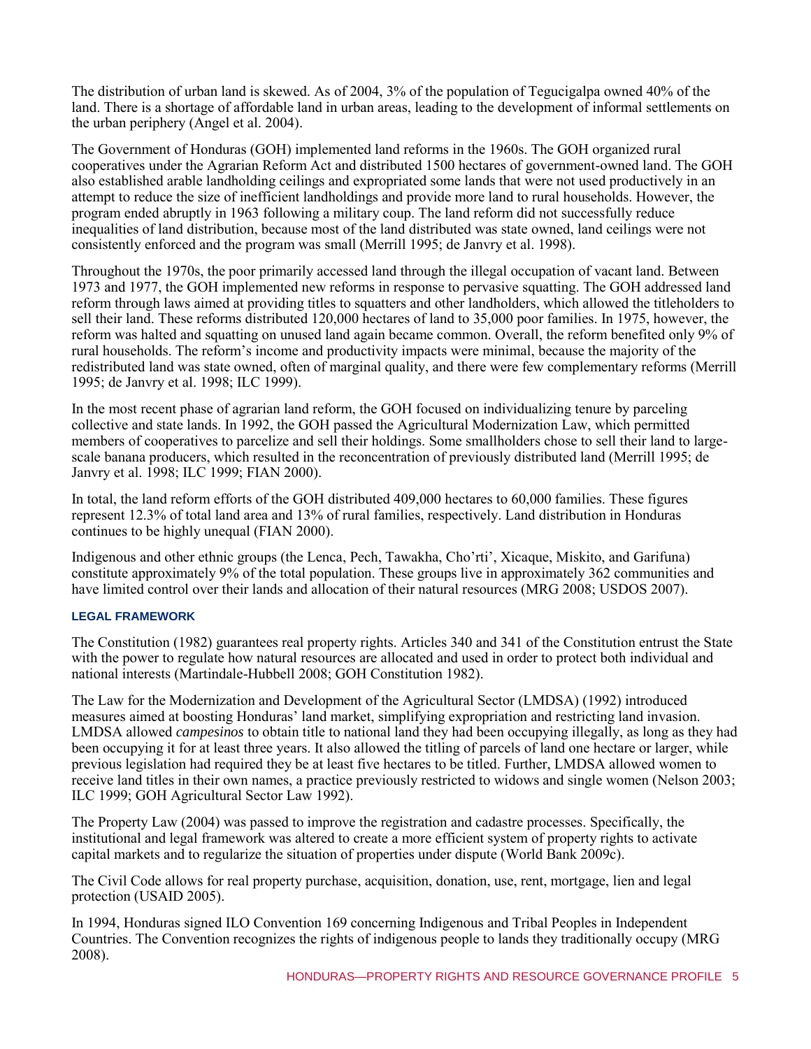The distribution of urban land is skewed. As of 2004, 3% of the population of Tegucigalpa owned 40% of the land. There is a shortage of affordable land in urban areas, leading to the development of informal settlements on the urban periphery (Angel et al. 2004).

The Government of Honduras (GOH) implemented land reforms in the 1960s. The GOH organized rural cooperatives under the Agrarian Reform Act and distributed 1500 hectares of government-owned land. The GOH also established arable landholding ceilings and expropriated some lands that were not used productively in an attempt to reduce the size of inefficient landholdings and provide more land to rural households. However, the program ended abruptly in 1963 following a military coup. The land reform did not successfully reduce inequalities of land distribution, because most of the land distributed was state owned, land ceilings were not consistently enforced and the program was small (Merrill 1995; de Janvry et al. 1998).

Throughout the 1970s, the poor primarily accessed land through the illegal occupation of vacant land. Between 1973 and 1977, the GOH implemented new reforms in response to pervasive squatting. The GOH addressed land reform through laws aimed at providing titles to squatters and other landholders, which allowed the titleholders to sell their land. These reforms distributed 120,000 hectares of land to 35,000 poor families. In 1975, however, the reform was halted and squatting on unused land again became common. Overall, the reform benefited only 9% of rural households. The reform's income and productivity impacts were minimal, because the majority of the redistributed land was state owned, often of marginal quality, and there were few complementary reforms (Merrill 1995; de Janvry et al. 1998; ILC 1999).

In the most recent phase of agrarian land reform, the GOH focused on individualizing tenure by parceling collective and state lands. In 1992, the GOH passed the Agricultural Modernization Law, which permitted members of cooperatives to parcelize and sell their holdings. Some smallholders chose to sell their land to large-scale banana producers, which resulted in the reconcentration of previously distributed land (Merrill 1995; de Janvry et al. 1998; ILC 1999; FIAN 2000).

In total, the land reform efforts of the GOH distributed 409,000 hectares to 60,000 families. These figures represent 12.3% of total land area and 13% of rural families, respectively. Land distribution in Honduras continues to be highly unequal (FIAN 2000).

Indigenous and other ethnic groups (the Lenca, Pech, Tawakha, Cho'rti', Xicaque, Miskito, and Garifuna) constitute approximately 9% of the total population. These groups live in approximately 362 communities and have limited control over their lands and allocation of their natural resources (MRG 2008; USDOS 2007).

### LEGAL FRAMEWORK

The Constitution (1982) guarantees real property rights. Articles 340 and 341 of the Constitution entrust the State with the power to regulate how natural resources are allocated and used in order to protect both individual and national interests (Martindale-Hubbell 2008; GOH Constitution 1982).

The Law for the Modernization and Development of the Agricultural Sector (LMDSA) (1992) introduced measures aimed at boosting Honduras' land market, simplifying expropriation and restricting land invasion. LMDSA allowed *campesinos* to obtain title to national land they had been occupying illegally, as long as they had been occupying it for at least three years. It also allowed the titling of parcels of land one hectare or larger, while previous legislation had required they be at least five hectares to be titled. Further, LMDSA allowed women to receive land titles in their own names, a practice previously restricted to widows and single women (Nelson 2003; ILC 1999; GOH Agricultural Sector Law 1992).

The Property Law (2004) was passed to improve the registration and cadastre processes. Specifically, the institutional and legal framework was altered to create a more efficient system of property rights to activate capital markets and to regularize the situation of properties under dispute (World Bank 2009c).

The Civil Code allows for real property purchase, acquisition, donation, use, rent, mortgage, lien and legal protection (USAID 2005).

In 1994, Honduras signed ILO Convention 169 concerning Indigenous and Tribal Peoples in Independent Countries. The Convention recognizes the rights of indigenous people to lands they traditionally occupy (MRG 2008).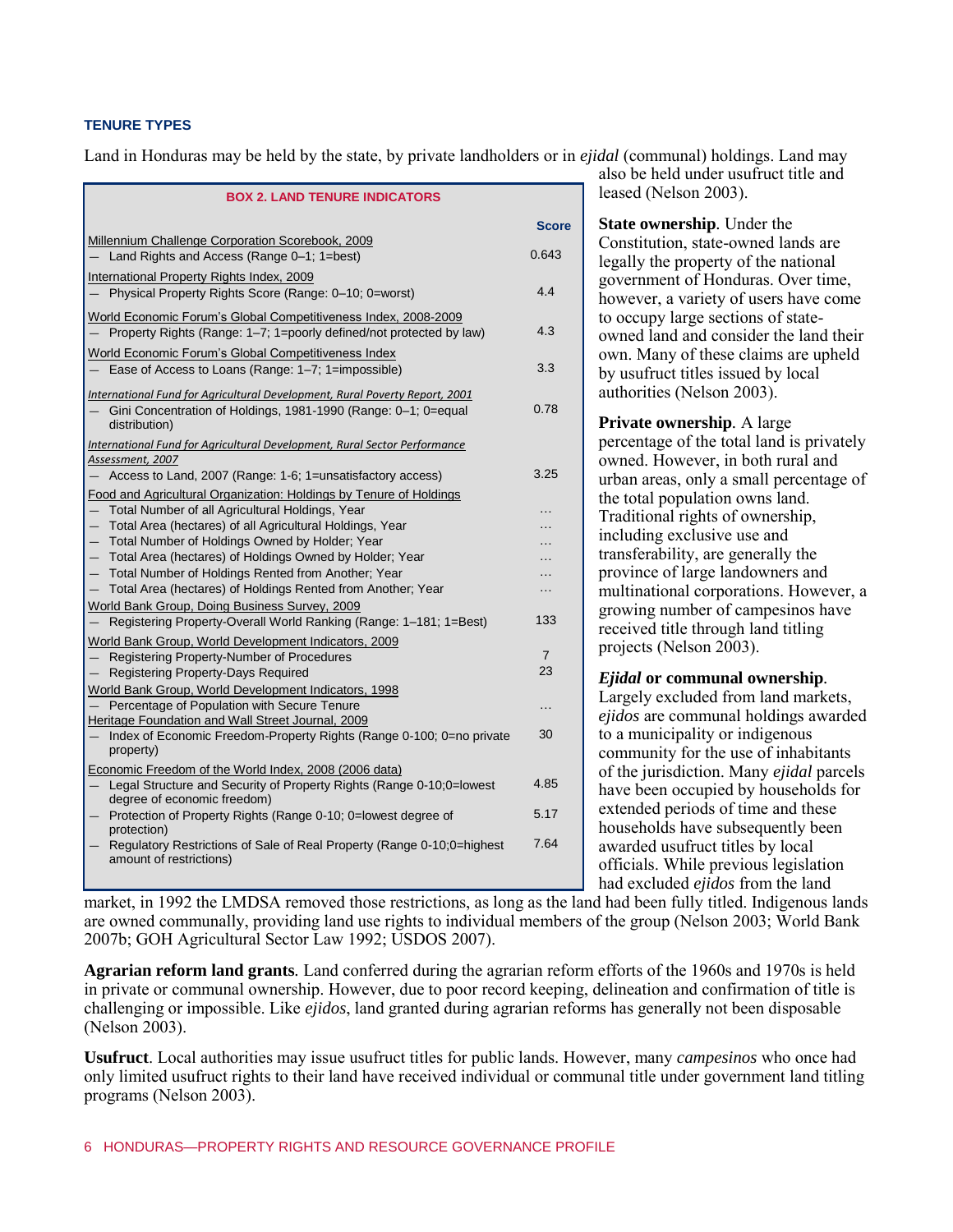### TENURE TYPES

Land in Honduras may be held by the state, by private landholders or in *ejidal* (communal) holdings. Land may also be held under usufruct title and leased (Nelson 2003).

**BOX 2. LAND TENURE INDICATORS**

| | Score |
|---|---|
| Millennium Challenge Corporation Scorebook, 2009 | |
| — Land Rights and Access (Range 0–1; 1=best) | 0.643 |
| International Property Rights Index, 2009 | |
| — Physical Property Rights Score (Range: 0–10; 0=worst) | 4.4 |
| World Economic Forum's Global Competitiveness Index, 2008-2009 | |
| — Property Rights (Range: 1–7; 1=poorly defined/not protected by law) | 4.3 |
| World Economic Forum's Global Competitiveness Index | |
| — Ease of Access to Loans (Range: 1–7; 1=impossible) | 3.3 |
| *International Fund for Agricultural Development, Rural Poverty Report, 2001* | |
| — Gini Concentration of Holdings, 1981-1990 (Range: 0–1; 0=equal distribution) | 0.78 |
| *International Fund for Agricultural Development, Rural Sector Performance Assessment, 2007* | |
| — Access to Land, 2007 (Range: 1-6; 1=unsatisfactory access) | 3.25 |
| Food and Agricultural Organization: Holdings by Tenure of Holdings | |
| — Total Number of all Agricultural Holdings, Year | … |
| — Total Area (hectares) of all Agricultural Holdings, Year | … |
| — Total Number of Holdings Owned by Holder; Year | … |
| — Total Area (hectares) of Holdings Owned by Holder; Year | … |
| — Total Number of Holdings Rented from Another; Year | … |
| — Total Area (hectares) of Holdings Rented from Another; Year | … |
| World Bank Group, Doing Business Survey, 2009 | |
| — Registering Property-Overall World Ranking (Range: 1–181; 1=Best) | 133 |
| World Bank Group, World Development Indicators, 2009 | |
| — Registering Property-Number of Procedures | 7 |
| — Registering Property-Days Required | 23 |
| World Bank Group, World Development Indicators, 1998 | |
| — Percentage of Population with Secure Tenure | … |
| Heritage Foundation and Wall Street Journal, 2009 | |
| — Index of Economic Freedom-Property Rights (Range 0-100; 0=no private property) | 30 |
| Economic Freedom of the World Index, 2008 (2006 data) | |
| — Legal Structure and Security of Property Rights (Range 0-10;0=lowest degree of economic freedom) | 4.85 |
| — Protection of Property Rights (Range 0-10; 0=lowest degree of protection) | 5.17 |
| — Regulatory Restrictions of Sale of Real Property (Range 0-10;0=highest amount of restrictions) | 7.64 |

**State ownership**. Under the Constitution, state-owned lands are legally the property of the national government of Honduras. Over time, however, a variety of users have come to occupy large sections of state-owned land and consider the land their own. Many of these claims are upheld by usufruct titles issued by local authorities (Nelson 2003).

**Private ownership**. A large percentage of the total land is privately owned. However, in both rural and urban areas, only a small percentage of the total population owns land. Traditional rights of ownership, including exclusive use and transferability, are generally the province of large landowners and multinational corporations. However, a growing number of campesinos have received title through land titling projects (Nelson 2003).

***Ejidal* or communal ownership**. Largely excluded from land markets, *ejidos* are communal holdings awarded to a municipality or indigenous community for the use of inhabitants of the jurisdiction. Many *ejidal* parcels have been occupied by households for extended periods of time and these households have subsequently been awarded usufruct titles by local officials. While previous legislation had excluded *ejidos* from the land market, in 1992 the LMDSA removed those restrictions, as long as the land had been fully titled. Indigenous lands are owned communally, providing land use rights to individual members of the group (Nelson 2003; World Bank 2007b; GOH Agricultural Sector Law 1992; USDOS 2007).

**Agrarian reform land grants**. Land conferred during the agrarian reform efforts of the 1960s and 1970s is held in private or communal ownership. However, due to poor record keeping, delineation and confirmation of title is challenging or impossible. Like *ejidos*, land granted during agrarian reforms has generally not been disposable (Nelson 2003).

**Usufruct**. Local authorities may issue usufruct titles for public lands. However, many *campesinos* who once had only limited usufruct rights to their land have received individual or communal title under government land titling programs (Nelson 2003).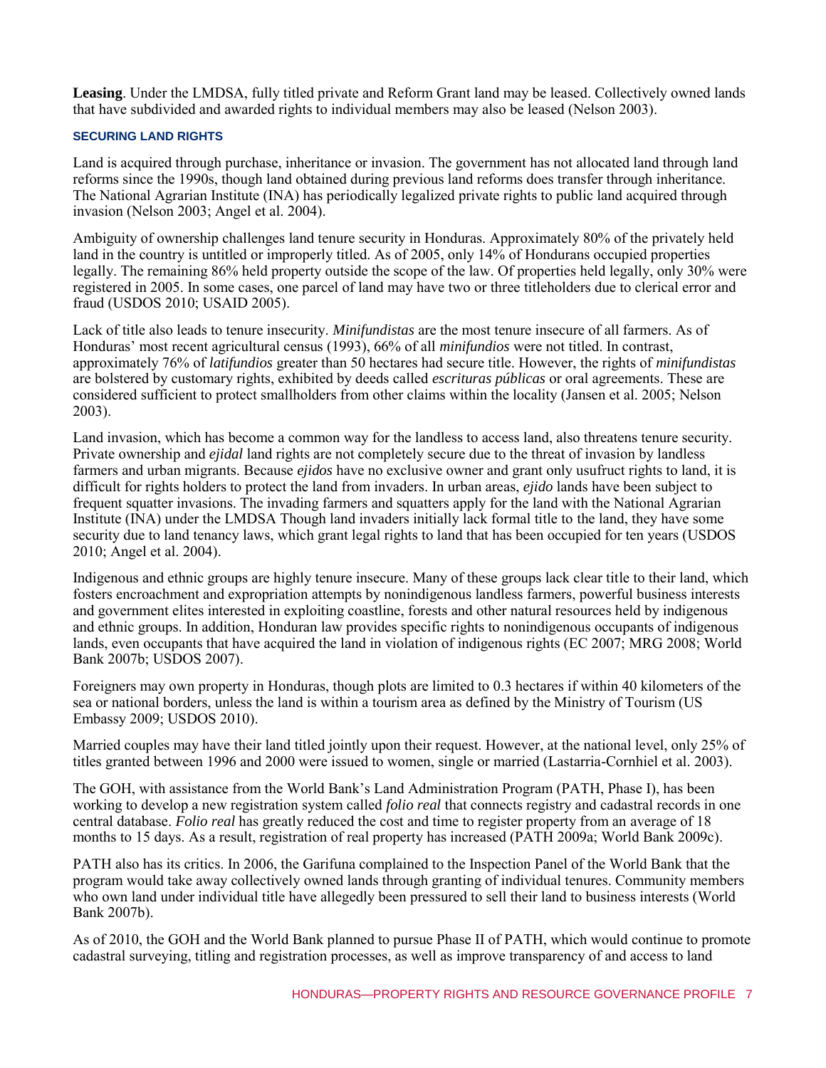**Leasing**. Under the LMDSA, fully titled private and Reform Grant land may be leased. Collectively owned lands that have subdivided and awarded rights to individual members may also be leased (Nelson 2003).

### SECURING LAND RIGHTS

Land is acquired through purchase, inheritance or invasion. The government has not allocated land through land reforms since the 1990s, though land obtained during previous land reforms does transfer through inheritance. The National Agrarian Institute (INA) has periodically legalized private rights to public land acquired through invasion (Nelson 2003; Angel et al. 2004).

Ambiguity of ownership challenges land tenure security in Honduras. Approximately 80% of the privately held land in the country is untitled or improperly titled. As of 2005, only 14% of Hondurans occupied properties legally. The remaining 86% held property outside the scope of the law. Of properties held legally, only 30% were registered in 2005. In some cases, one parcel of land may have two or three titleholders due to clerical error and fraud (USDOS 2010; USAID 2005).

Lack of title also leads to tenure insecurity. *Minifundistas* are the most tenure insecure of all farmers. As of Honduras' most recent agricultural census (1993), 66% of all *minifundios* were not titled. In contrast, approximately 76% of *latifundios* greater than 50 hectares had secure title. However, the rights of *minifundistas* are bolstered by customary rights, exhibited by deeds called *escrituras públicas* or oral agreements. These are considered sufficient to protect smallholders from other claims within the locality (Jansen et al. 2005; Nelson 2003).

Land invasion, which has become a common way for the landless to access land, also threatens tenure security. Private ownership and *ejidal* land rights are not completely secure due to the threat of invasion by landless farmers and urban migrants. Because *ejidos* have no exclusive owner and grant only usufruct rights to land, it is difficult for rights holders to protect the land from invaders. In urban areas, *ejido* lands have been subject to frequent squatter invasions. The invading farmers and squatters apply for the land with the National Agrarian Institute (INA) under the LMDSA Though land invaders initially lack formal title to the land, they have some security due to land tenancy laws, which grant legal rights to land that has been occupied for ten years (USDOS 2010; Angel et al. 2004).

Indigenous and ethnic groups are highly tenure insecure. Many of these groups lack clear title to their land, which fosters encroachment and expropriation attempts by nonindigenous landless farmers, powerful business interests and government elites interested in exploiting coastline, forests and other natural resources held by indigenous and ethnic groups. In addition, Honduran law provides specific rights to nonindigenous occupants of indigenous lands, even occupants that have acquired the land in violation of indigenous rights (EC 2007; MRG 2008; World Bank 2007b; USDOS 2007).

Foreigners may own property in Honduras, though plots are limited to 0.3 hectares if within 40 kilometers of the sea or national borders, unless the land is within a tourism area as defined by the Ministry of Tourism (US Embassy 2009; USDOS 2010).

Married couples may have their land titled jointly upon their request. However, at the national level, only 25% of titles granted between 1996 and 2000 were issued to women, single or married (Lastarria-Cornhiel et al. 2003).

The GOH, with assistance from the World Bank's Land Administration Program (PATH, Phase I), has been working to develop a new registration system called *folio real* that connects registry and cadastral records in one central database. *Folio real* has greatly reduced the cost and time to register property from an average of 18 months to 15 days. As a result, registration of real property has increased (PATH 2009a; World Bank 2009c).

PATH also has its critics. In 2006, the Garifuna complained to the Inspection Panel of the World Bank that the program would take away collectively owned lands through granting of individual tenures. Community members who own land under individual title have allegedly been pressured to sell their land to business interests (World Bank 2007b).

As of 2010, the GOH and the World Bank planned to pursue Phase II of PATH, which would continue to promote cadastral surveying, titling and registration processes, as well as improve transparency of and access to land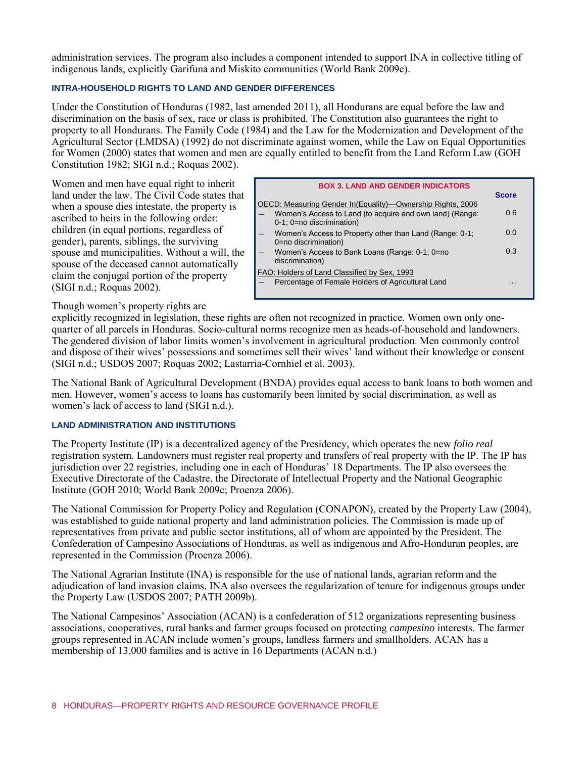administration services. The program also includes a component intended to support INA in collective titling of indigenous lands, explicitly Garifuna and Miskito communities (World Bank 2009e).

### INTRA-HOUSEHOLD RIGHTS TO LAND AND GENDER DIFFERENCES

Under the Constitution of Honduras (1982, last amended 2011), all Hondurans are equal before the law and discrimination on the basis of sex, race or class is prohibited. The Constitution also guarantees the right to property to all Hondurans. The Family Code (1984) and the Law for the Modernization and Development of the Agricultural Sector (LMDSA) (1992) do not discriminate against women, while the Law on Equal Opportunities for Women (2000) states that women and men are equally entitled to benefit from the Land Reform Law (GOH Constitution 1982; SIGI n.d.; Roquas 2002).

Women and men have equal right to inherit land under the law. The Civil Code states that when a spouse dies intestate, the property is ascribed to heirs in the following order: children (in equal portions, regardless of gender), parents, siblings, the surviving spouse and municipalities. Without a will, the spouse of the deceased cannot automatically claim the conjugal portion of the property (SIGI n.d.; Roquas 2002).

**BOX 3. LAND AND GENDER INDICATORS**

| | Score |
|---|---|
| OECD: Measuring Gender In(Equality)—Ownership Rights, 2006 | |
| — Women's Access to Land (to acquire and own land) (Range: 0-1; 0=no discrimination) | 0.6 |
| — Women's Access to Property other than Land (Range: 0-1; 0=no discrimination) | 0.0 |
| — Women's Access to Bank Loans (Range: 0-1; 0=no discrimination) | 0.3 |
| FAO: Holders of Land Classified by Sex, 1993 | |
| — Percentage of Female Holders of Agricultural Land | … |

Though women's property rights are explicitly recognized in legislation, these rights are often not recognized in practice. Women own only one-quarter of all parcels in Honduras. Socio-cultural norms recognize men as heads-of-household and landowners. The gendered division of labor limits women's involvement in agricultural production. Men commonly control and dispose of their wives' possessions and sometimes sell their wives' land without their knowledge or consent (SIGI n.d.; USDOS 2007; Roquas 2002; Lastarria-Cornhiel et al. 2003).

The National Bank of Agricultural Development (BNDA) provides equal access to bank loans to both women and men. However, women's access to loans has customarily been limited by social discrimination, as well as women's lack of access to land (SIGI n.d.).

### LAND ADMINISTRATION AND INSTITUTIONS

The Property Institute (IP) is a decentralized agency of the Presidency, which operates the new *folio real* registration system. Landowners must register real property and transfers of real property with the IP. The IP has jurisdiction over 22 registries, including one in each of Honduras' 18 Departments. The IP also oversees the Executive Directorate of the Cadastre, the Directorate of Intellectual Property and the National Geographic Institute (GOH 2010; World Bank 2009c; Proenza 2006).

The National Commission for Property Policy and Regulation (CONAPON), created by the Property Law (2004), was established to guide national property and land administration policies. The Commission is made up of representatives from private and public sector institutions, all of whom are appointed by the President. The Confederation of Campesino Associations of Honduras, as well as indigenous and Afro-Honduran peoples, are represented in the Commission (Proenza 2006).

The National Agrarian Institute (INA) is responsible for the use of national lands, agrarian reform and the adjudication of land invasion claims. INA also oversees the regularization of tenure for indigenous groups under the Property Law (USDOS 2007; PATH 2009b).

The National Campesinos' Association (ACAN) is a confederation of 512 organizations representing business associations, cooperatives, rural banks and farmer groups focused on protecting *campesino* interests. The farmer groups represented in ACAN include women's groups, landless farmers and smallholders. ACAN has a membership of 13,000 families and is active in 16 Departments (ACAN n.d.)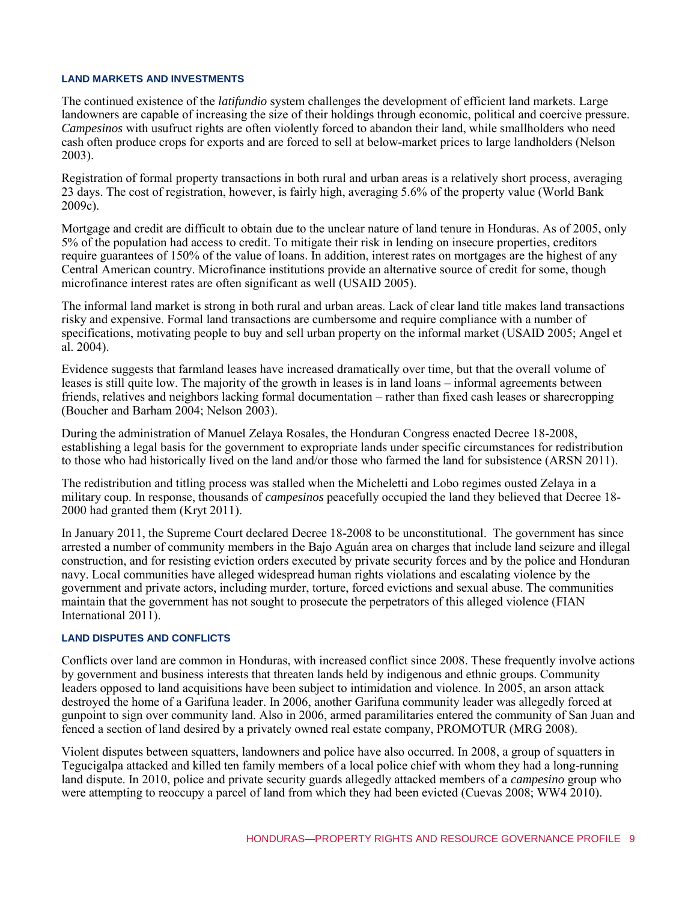### LAND MARKETS AND INVESTMENTS

The continued existence of the *latifundio* system challenges the development of efficient land markets. Large landowners are capable of increasing the size of their holdings through economic, political and coercive pressure. *Campesinos* with usufruct rights are often violently forced to abandon their land, while smallholders who need cash often produce crops for exports and are forced to sell at below-market prices to large landholders (Nelson 2003).

Registration of formal property transactions in both rural and urban areas is a relatively short process, averaging 23 days. The cost of registration, however, is fairly high, averaging 5.6% of the property value (World Bank 2009c).

Mortgage and credit are difficult to obtain due to the unclear nature of land tenure in Honduras. As of 2005, only 5% of the population had access to credit. To mitigate their risk in lending on insecure properties, creditors require guarantees of 150% of the value of loans. In addition, interest rates on mortgages are the highest of any Central American country. Microfinance institutions provide an alternative source of credit for some, though microfinance interest rates are often significant as well (USAID 2005).

The informal land market is strong in both rural and urban areas. Lack of clear land title makes land transactions risky and expensive. Formal land transactions are cumbersome and require compliance with a number of specifications, motivating people to buy and sell urban property on the informal market (USAID 2005; Angel et al. 2004).

Evidence suggests that farmland leases have increased dramatically over time, but that the overall volume of leases is still quite low. The majority of the growth in leases is in land loans – informal agreements between friends, relatives and neighbors lacking formal documentation – rather than fixed cash leases or sharecropping (Boucher and Barham 2004; Nelson 2003).

During the administration of Manuel Zelaya Rosales, the Honduran Congress enacted Decree 18-2008, establishing a legal basis for the government to expropriate lands under specific circumstances for redistribution to those who had historically lived on the land and/or those who farmed the land for subsistence (ARSN 2011).

The redistribution and titling process was stalled when the Micheletti and Lobo regimes ousted Zelaya in a military coup. In response, thousands of *campesinos* peacefully occupied the land they believed that Decree 18-2000 had granted them (Kryt 2011).

In January 2011, the Supreme Court declared Decree 18-2008 to be unconstitutional. The government has since arrested a number of community members in the Bajo Aguán area on charges that include land seizure and illegal construction, and for resisting eviction orders executed by private security forces and by the police and Honduran navy. Local communities have alleged widespread human rights violations and escalating violence by the government and private actors, including murder, torture, forced evictions and sexual abuse. The communities maintain that the government has not sought to prosecute the perpetrators of this alleged violence (FIAN International 2011).

### LAND DISPUTES AND CONFLICTS

Conflicts over land are common in Honduras, with increased conflict since 2008. These frequently involve actions by government and business interests that threaten lands held by indigenous and ethnic groups. Community leaders opposed to land acquisitions have been subject to intimidation and violence. In 2005, an arson attack destroyed the home of a Garifuna leader. In 2006, another Garifuna community leader was allegedly forced at gunpoint to sign over community land. Also in 2006, armed paramilitaries entered the community of San Juan and fenced a section of land desired by a privately owned real estate company, PROMOTUR (MRG 2008).

Violent disputes between squatters, landowners and police have also occurred. In 2008, a group of squatters in Tegucigalpa attacked and killed ten family members of a local police chief with whom they had a long-running land dispute. In 2010, police and private security guards allegedly attacked members of a *campesino* group who were attempting to reoccupy a parcel of land from which they had been evicted (Cuevas 2008; WW4 2010).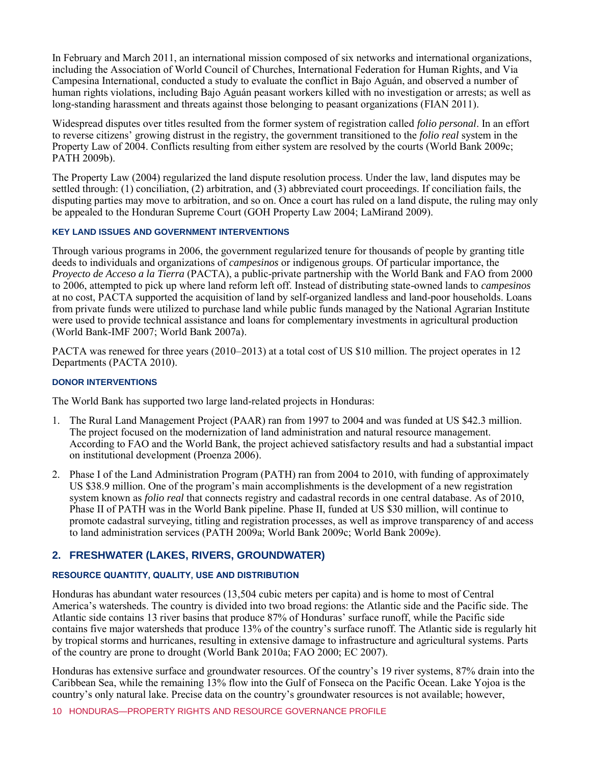In February and March 2011, an international mission composed of six networks and international organizations, including the Association of World Council of Churches, International Federation for Human Rights, and Via Campesina International, conducted a study to evaluate the conflict in Bajo Aguán, and observed a number of human rights violations, including Bajo Aguán peasant workers killed with no investigation or arrests; as well as long-standing harassment and threats against those belonging to peasant organizations (FIAN 2011).

Widespread disputes over titles resulted from the former system of registration called *folio personal*. In an effort to reverse citizens' growing distrust in the registry, the government transitioned to the *folio real* system in the Property Law of 2004. Conflicts resulting from either system are resolved by the courts (World Bank 2009c; PATH 2009b).

The Property Law (2004) regularized the land dispute resolution process. Under the law, land disputes may be settled through: (1) conciliation, (2) arbitration, and (3) abbreviated court proceedings. If conciliation fails, the disputing parties may move to arbitration, and so on. Once a court has ruled on a land dispute, the ruling may only be appealed to the Honduran Supreme Court (GOH Property Law 2004; LaMirand 2009).

#### KEY LAND ISSUES AND GOVERNMENT INTERVENTIONS

Through various programs in 2006, the government regularized tenure for thousands of people by granting title deeds to individuals and organizations of *campesinos* or indigenous groups. Of particular importance, the *Proyecto de Acceso a la Tierra* (PACTA), a public-private partnership with the World Bank and FAO from 2000 to 2006, attempted to pick up where land reform left off. Instead of distributing state-owned lands to *campesinos* at no cost, PACTA supported the acquisition of land by self-organized landless and land-poor households. Loans from private funds were utilized to purchase land while public funds managed by the National Agrarian Institute were used to provide technical assistance and loans for complementary investments in agricultural production (World Bank-IMF 2007; World Bank 2007a).

PACTA was renewed for three years (2010–2013) at a total cost of US $10 million. The project operates in 12 Departments (PACTA 2010).

#### DONOR INTERVENTIONS

The World Bank has supported two large land-related projects in Honduras:

1. The Rural Land Management Project (PAAR) ran from 1997 to 2004 and was funded at US $42.3 million. The project focused on the modernization of land administration and natural resource management. According to FAO and the World Bank, the project achieved satisfactory results and had a substantial impact on institutional development (Proenza 2006).
2. Phase I of the Land Administration Program (PATH) ran from 2004 to 2010, with funding of approximately US $38.9 million. One of the program's main accomplishments is the development of a new registration system known as *folio real* that connects registry and cadastral records in one central database. As of 2010, Phase II of PATH was in the World Bank pipeline. Phase II, funded at US $30 million, will continue to promote cadastral surveying, titling and registration processes, as well as improve transparency of and access to land administration services (PATH 2009a; World Bank 2009c; World Bank 2009e).

## 2. FRESHWATER (LAKES, RIVERS, GROUNDWATER)

#### RESOURCE QUANTITY, QUALITY, USE AND DISTRIBUTION

Honduras has abundant water resources (13,504 cubic meters per capita) and is home to most of Central America's watersheds. The country is divided into two broad regions: the Atlantic side and the Pacific side. The Atlantic side contains 13 river basins that produce 87% of Honduras' surface runoff, while the Pacific side contains five major watersheds that produce 13% of the country's surface runoff. The Atlantic side is regularly hit by tropical storms and hurricanes, resulting in extensive damage to infrastructure and agricultural systems. Parts of the country are prone to drought (World Bank 2010a; FAO 2000; EC 2007).

Honduras has extensive surface and groundwater resources. Of the country's 19 river systems, 87% drain into the Caribbean Sea, while the remaining 13% flow into the Gulf of Fonseca on the Pacific Ocean. Lake Yojoa is the country's only natural lake. Precise data on the country's groundwater resources is not available; however,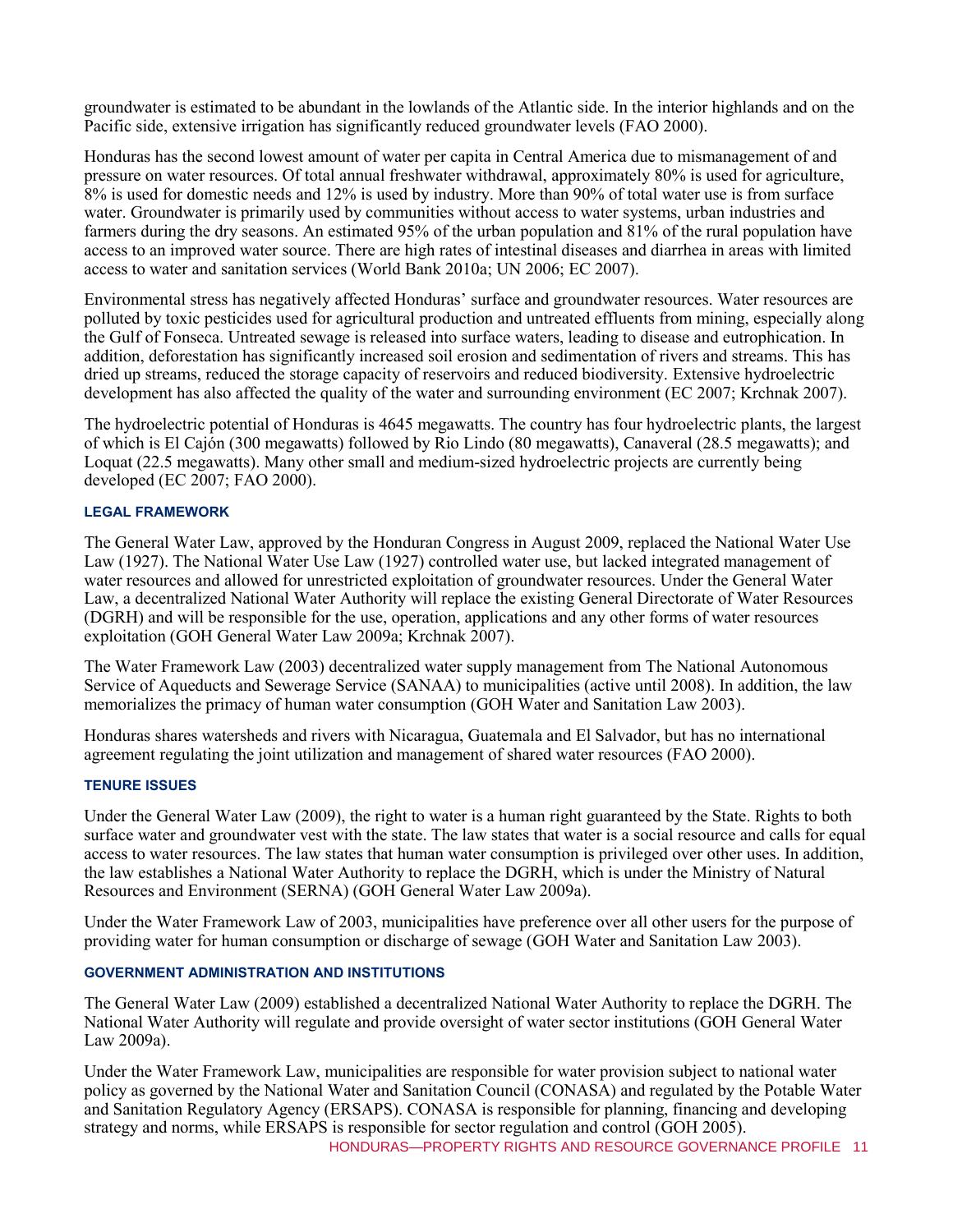groundwater is estimated to be abundant in the lowlands of the Atlantic side. In the interior highlands and on the Pacific side, extensive irrigation has significantly reduced groundwater levels (FAO 2000).

Honduras has the second lowest amount of water per capita in Central America due to mismanagement of and pressure on water resources. Of total annual freshwater withdrawal, approximately 80% is used for agriculture, 8% is used for domestic needs and 12% is used by industry. More than 90% of total water use is from surface water. Groundwater is primarily used by communities without access to water systems, urban industries and farmers during the dry seasons. An estimated 95% of the urban population and 81% of the rural population have access to an improved water source. There are high rates of intestinal diseases and diarrhea in areas with limited access to water and sanitation services (World Bank 2010a; UN 2006; EC 2007).

Environmental stress has negatively affected Honduras' surface and groundwater resources. Water resources are polluted by toxic pesticides used for agricultural production and untreated effluents from mining, especially along the Gulf of Fonseca. Untreated sewage is released into surface waters, leading to disease and eutrophication. In addition, deforestation has significantly increased soil erosion and sedimentation of rivers and streams. This has dried up streams, reduced the storage capacity of reservoirs and reduced biodiversity. Extensive hydroelectric development has also affected the quality of the water and surrounding environment (EC 2007; Krchnak 2007).

The hydroelectric potential of Honduras is 4645 megawatts. The country has four hydroelectric plants, the largest of which is El Cajón (300 megawatts) followed by Rio Lindo (80 megawatts), Canaveral (28.5 megawatts); and Loquat (22.5 megawatts). Many other small and medium-sized hydroelectric projects are currently being developed (EC 2007; FAO 2000).

### LEGAL FRAMEWORK

The General Water Law, approved by the Honduran Congress in August 2009, replaced the National Water Use Law (1927). The National Water Use Law (1927) controlled water use, but lacked integrated management of water resources and allowed for unrestricted exploitation of groundwater resources. Under the General Water Law, a decentralized National Water Authority will replace the existing General Directorate of Water Resources (DGRH) and will be responsible for the use, operation, applications and any other forms of water resources exploitation (GOH General Water Law 2009a; Krchnak 2007).

The Water Framework Law (2003) decentralized water supply management from The National Autonomous Service of Aqueducts and Sewerage Service (SANAA) to municipalities (active until 2008). In addition, the law memorializes the primacy of human water consumption (GOH Water and Sanitation Law 2003).

Honduras shares watersheds and rivers with Nicaragua, Guatemala and El Salvador, but has no international agreement regulating the joint utilization and management of shared water resources (FAO 2000).

### TENURE ISSUES

Under the General Water Law (2009), the right to water is a human right guaranteed by the State. Rights to both surface water and groundwater vest with the state. The law states that water is a social resource and calls for equal access to water resources. The law states that human water consumption is privileged over other uses. In addition, the law establishes a National Water Authority to replace the DGRH, which is under the Ministry of Natural Resources and Environment (SERNA) (GOH General Water Law 2009a).

Under the Water Framework Law of 2003, municipalities have preference over all other users for the purpose of providing water for human consumption or discharge of sewage (GOH Water and Sanitation Law 2003).

### GOVERNMENT ADMINISTRATION AND INSTITUTIONS

The General Water Law (2009) established a decentralized National Water Authority to replace the DGRH. The National Water Authority will regulate and provide oversight of water sector institutions (GOH General Water Law 2009a).

Under the Water Framework Law, municipalities are responsible for water provision subject to national water policy as governed by the National Water and Sanitation Council (CONASA) and regulated by the Potable Water and Sanitation Regulatory Agency (ERSAPS). CONASA is responsible for planning, financing and developing strategy and norms, while ERSAPS is responsible for sector regulation and control (GOH 2005).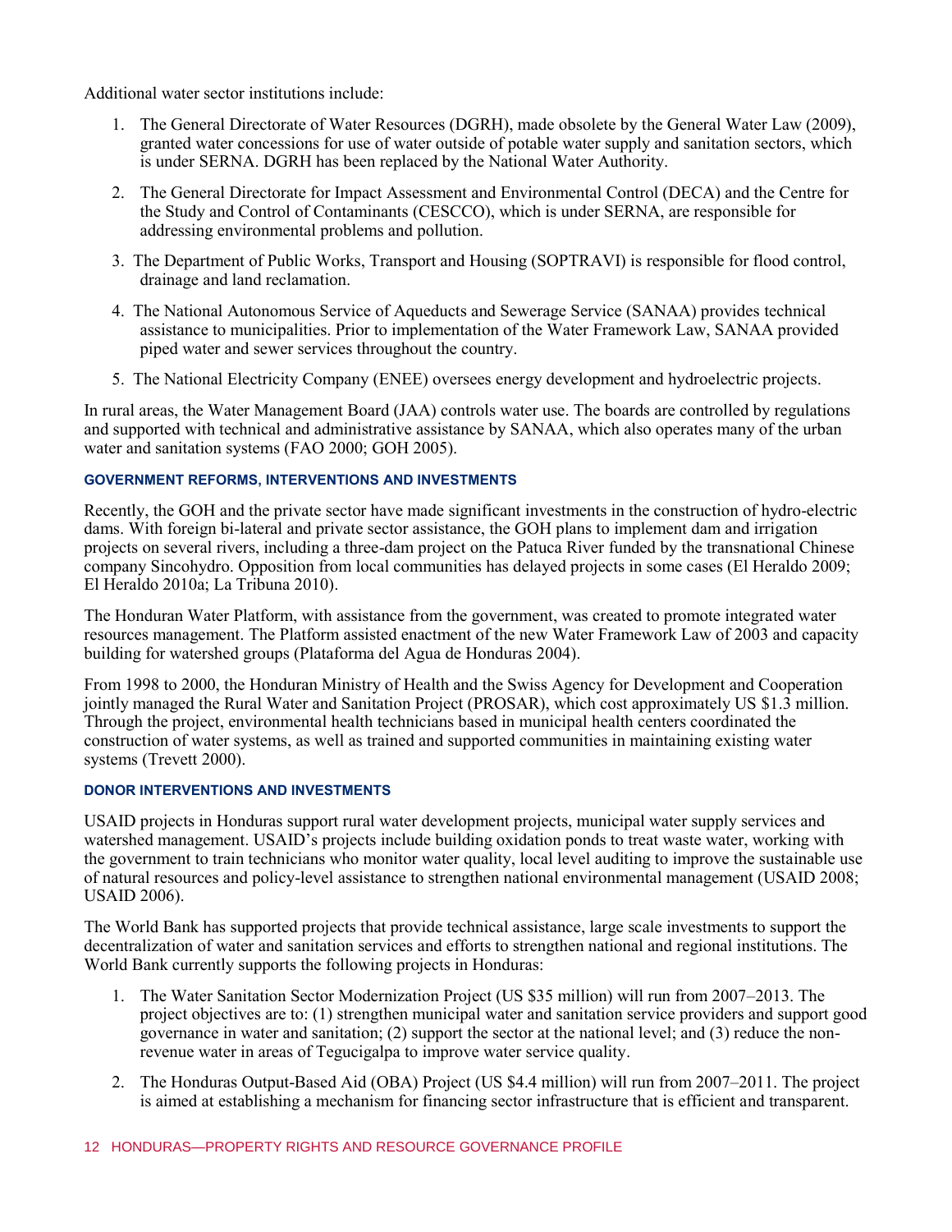Additional water sector institutions include:

1. The General Directorate of Water Resources (DGRH), made obsolete by the General Water Law (2009), granted water concessions for use of water outside of potable water supply and sanitation sectors, which is under SERNA. DGRH has been replaced by the National Water Authority.
2. The General Directorate for Impact Assessment and Environmental Control (DECA) and the Centre for the Study and Control of Contaminants (CESCCO), which is under SERNA, are responsible for addressing environmental problems and pollution.
3. The Department of Public Works, Transport and Housing (SOPTRAVI) is responsible for flood control, drainage and land reclamation.
4. The National Autonomous Service of Aqueducts and Sewerage Service (SANAA) provides technical assistance to municipalities. Prior to implementation of the Water Framework Law, SANAA provided piped water and sewer services throughout the country.
5. The National Electricity Company (ENEE) oversees energy development and hydroelectric projects.

In rural areas, the Water Management Board (JAA) controls water use. The boards are controlled by regulations and supported with technical and administrative assistance by SANAA, which also operates many of the urban water and sanitation systems (FAO 2000; GOH 2005).

#### GOVERNMENT REFORMS, INTERVENTIONS AND INVESTMENTS

Recently, the GOH and the private sector have made significant investments in the construction of hydro-electric dams. With foreign bi-lateral and private sector assistance, the GOH plans to implement dam and irrigation projects on several rivers, including a three-dam project on the Patuca River funded by the transnational Chinese company Sincohydro. Opposition from local communities has delayed projects in some cases (El Heraldo 2009; El Heraldo 2010a; La Tribuna 2010).

The Honduran Water Platform, with assistance from the government, was created to promote integrated water resources management. The Platform assisted enactment of the new Water Framework Law of 2003 and capacity building for watershed groups (Plataforma del Agua de Honduras 2004).

From 1998 to 2000, the Honduran Ministry of Health and the Swiss Agency for Development and Cooperation jointly managed the Rural Water and Sanitation Project (PROSAR), which cost approximately US $1.3 million. Through the project, environmental health technicians based in municipal health centers coordinated the construction of water systems, as well as trained and supported communities in maintaining existing water systems (Trevett 2000).

#### DONOR INTERVENTIONS AND INVESTMENTS

USAID projects in Honduras support rural water development projects, municipal water supply services and watershed management. USAID's projects include building oxidation ponds to treat waste water, working with the government to train technicians who monitor water quality, local level auditing to improve the sustainable use of natural resources and policy-level assistance to strengthen national environmental management (USAID 2008; USAID 2006).

The World Bank has supported projects that provide technical assistance, large scale investments to support the decentralization of water and sanitation services and efforts to strengthen national and regional institutions. The World Bank currently supports the following projects in Honduras:

1. The Water Sanitation Sector Modernization Project (US $35 million) will run from 2007–2013. The project objectives are to: (1) strengthen municipal water and sanitation service providers and support good governance in water and sanitation; (2) support the sector at the national level; and (3) reduce the non-revenue water in areas of Tegucigalpa to improve water service quality.
2. The Honduras Output-Based Aid (OBA) Project (US $4.4 million) will run from 2007–2011. The project is aimed at establishing a mechanism for financing sector infrastructure that is efficient and transparent.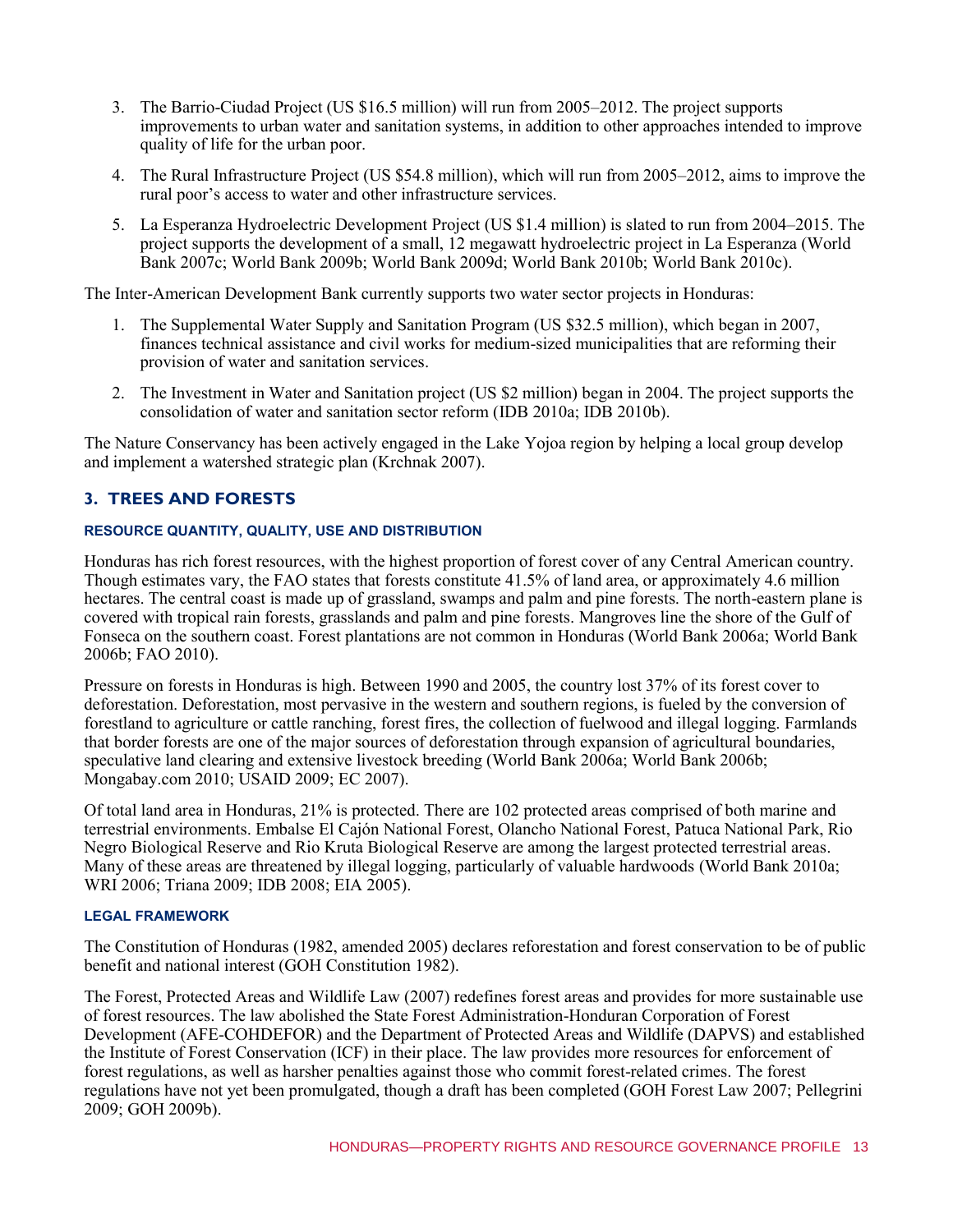3. The Barrio-Ciudad Project (US $16.5 million) will run from 2005–2012. The project supports improvements to urban water and sanitation systems, in addition to other approaches intended to improve quality of life for the urban poor.

4. The Rural Infrastructure Project (US $54.8 million), which will run from 2005–2012, aims to improve the rural poor's access to water and other infrastructure services.

5. La Esperanza Hydroelectric Development Project (US $1.4 million) is slated to run from 2004–2015. The project supports the development of a small, 12 megawatt hydroelectric project in La Esperanza (World Bank 2007c; World Bank 2009b; World Bank 2009d; World Bank 2010b; World Bank 2010c).

The Inter-American Development Bank currently supports two water sector projects in Honduras:

1. The Supplemental Water Supply and Sanitation Program (US $32.5 million), which began in 2007, finances technical assistance and civil works for medium-sized municipalities that are reforming their provision of water and sanitation services.

2. The Investment in Water and Sanitation project (US $2 million) began in 2004. The project supports the consolidation of water and sanitation sector reform (IDB 2010a; IDB 2010b).

The Nature Conservancy has been actively engaged in the Lake Yojoa region by helping a local group develop and implement a watershed strategic plan (Krchnak 2007).

## 3. TREES AND FORESTS

### RESOURCE QUANTITY, QUALITY, USE AND DISTRIBUTION

Honduras has rich forest resources, with the highest proportion of forest cover of any Central American country. Though estimates vary, the FAO states that forests constitute 41.5% of land area, or approximately 4.6 million hectares. The central coast is made up of grassland, swamps and palm and pine forests. The north-eastern plane is covered with tropical rain forests, grasslands and palm and pine forests. Mangroves line the shore of the Gulf of Fonseca on the southern coast. Forest plantations are not common in Honduras (World Bank 2006a; World Bank 2006b; FAO 2010).

Pressure on forests in Honduras is high. Between 1990 and 2005, the country lost 37% of its forest cover to deforestation. Deforestation, most pervasive in the western and southern regions, is fueled by the conversion of forestland to agriculture or cattle ranching, forest fires, the collection of fuelwood and illegal logging. Farmlands that border forests are one of the major sources of deforestation through expansion of agricultural boundaries, speculative land clearing and extensive livestock breeding (World Bank 2006a; World Bank 2006b; Mongabay.com 2010; USAID 2009; EC 2007).

Of total land area in Honduras, 21% is protected. There are 102 protected areas comprised of both marine and terrestrial environments. Embalse El Cajón National Forest, Olancho National Forest, Patuca National Park, Rio Negro Biological Reserve and Rio Kruta Biological Reserve are among the largest protected terrestrial areas. Many of these areas are threatened by illegal logging, particularly of valuable hardwoods (World Bank 2010a; WRI 2006; Triana 2009; IDB 2008; EIA 2005).

### LEGAL FRAMEWORK

The Constitution of Honduras (1982, amended 2005) declares reforestation and forest conservation to be of public benefit and national interest (GOH Constitution 1982).

The Forest, Protected Areas and Wildlife Law (2007) redefines forest areas and provides for more sustainable use of forest resources. The law abolished the State Forest Administration-Honduran Corporation of Forest Development (AFE-COHDEFOR) and the Department of Protected Areas and Wildlife (DAPVS) and established the Institute of Forest Conservation (ICF) in their place. The law provides more resources for enforcement of forest regulations, as well as harsher penalties against those who commit forest-related crimes. The forest regulations have not yet been promulgated, though a draft has been completed (GOH Forest Law 2007; Pellegrini 2009; GOH 2009b).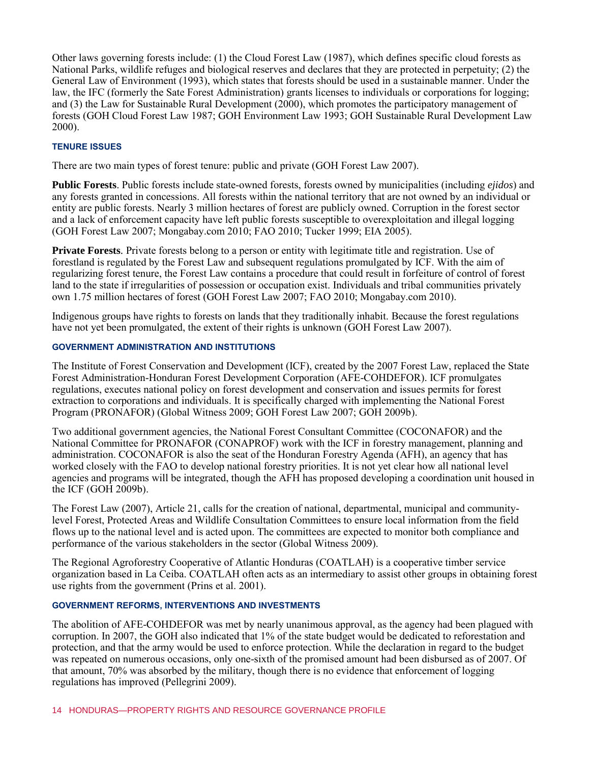Other laws governing forests include: (1) the Cloud Forest Law (1987), which defines specific cloud forests as National Parks, wildlife refuges and biological reserves and declares that they are protected in perpetuity; (2) the General Law of Environment (1993), which states that forests should be used in a sustainable manner. Under the law, the IFC (formerly the Sate Forest Administration) grants licenses to individuals or corporations for logging; and (3) the Law for Sustainable Rural Development (2000), which promotes the participatory management of forests (GOH Cloud Forest Law 1987; GOH Environment Law 1993; GOH Sustainable Rural Development Law 2000).

### TENURE ISSUES

There are two main types of forest tenure: public and private (GOH Forest Law 2007).

**Public Forests**. Public forests include state-owned forests, forests owned by municipalities (including *ejidos*) and any forests granted in concessions. All forests within the national territory that are not owned by an individual or entity are public forests. Nearly 3 million hectares of forest are publicly owned. Corruption in the forest sector and a lack of enforcement capacity have left public forests susceptible to overexploitation and illegal logging (GOH Forest Law 2007; Mongabay.com 2010; FAO 2010; Tucker 1999; EIA 2005).

**Private Forests**. Private forests belong to a person or entity with legitimate title and registration. Use of forestland is regulated by the Forest Law and subsequent regulations promulgated by ICF. With the aim of regularizing forest tenure, the Forest Law contains a procedure that could result in forfeiture of control of forest land to the state if irregularities of possession or occupation exist. Individuals and tribal communities privately own 1.75 million hectares of forest (GOH Forest Law 2007; FAO 2010; Mongabay.com 2010).

Indigenous groups have rights to forests on lands that they traditionally inhabit. Because the forest regulations have not yet been promulgated, the extent of their rights is unknown (GOH Forest Law 2007).

### GOVERNMENT ADMINISTRATION AND INSTITUTIONS

The Institute of Forest Conservation and Development (ICF), created by the 2007 Forest Law, replaced the State Forest Administration-Honduran Forest Development Corporation (AFE-COHDEFOR). ICF promulgates regulations, executes national policy on forest development and conservation and issues permits for forest extraction to corporations and individuals. It is specifically charged with implementing the National Forest Program (PRONAFOR) (Global Witness 2009; GOH Forest Law 2007; GOH 2009b).

Two additional government agencies, the National Forest Consultant Committee (COCONAFOR) and the National Committee for PRONAFOR (CONAPROF) work with the ICF in forestry management, planning and administration. COCONAFOR is also the seat of the Honduran Forestry Agenda (AFH), an agency that has worked closely with the FAO to develop national forestry priorities. It is not yet clear how all national level agencies and programs will be integrated, though the AFH has proposed developing a coordination unit housed in the ICF (GOH 2009b).

The Forest Law (2007), Article 21, calls for the creation of national, departmental, municipal and community-level Forest, Protected Areas and Wildlife Consultation Committees to ensure local information from the field flows up to the national level and is acted upon. The committees are expected to monitor both compliance and performance of the various stakeholders in the sector (Global Witness 2009).

The Regional Agroforestry Cooperative of Atlantic Honduras (COATLAH) is a cooperative timber service organization based in La Ceiba. COATLAH often acts as an intermediary to assist other groups in obtaining forest use rights from the government (Prins et al. 2001).

### GOVERNMENT REFORMS, INTERVENTIONS AND INVESTMENTS

The abolition of AFE-COHDEFOR was met by nearly unanimous approval, as the agency had been plagued with corruption. In 2007, the GOH also indicated that 1% of the state budget would be dedicated to reforestation and protection, and that the army would be used to enforce protection. While the declaration in regard to the budget was repeated on numerous occasions, only one-sixth of the promised amount had been disbursed as of 2007. Of that amount, 70% was absorbed by the military, though there is no evidence that enforcement of logging regulations has improved (Pellegrini 2009).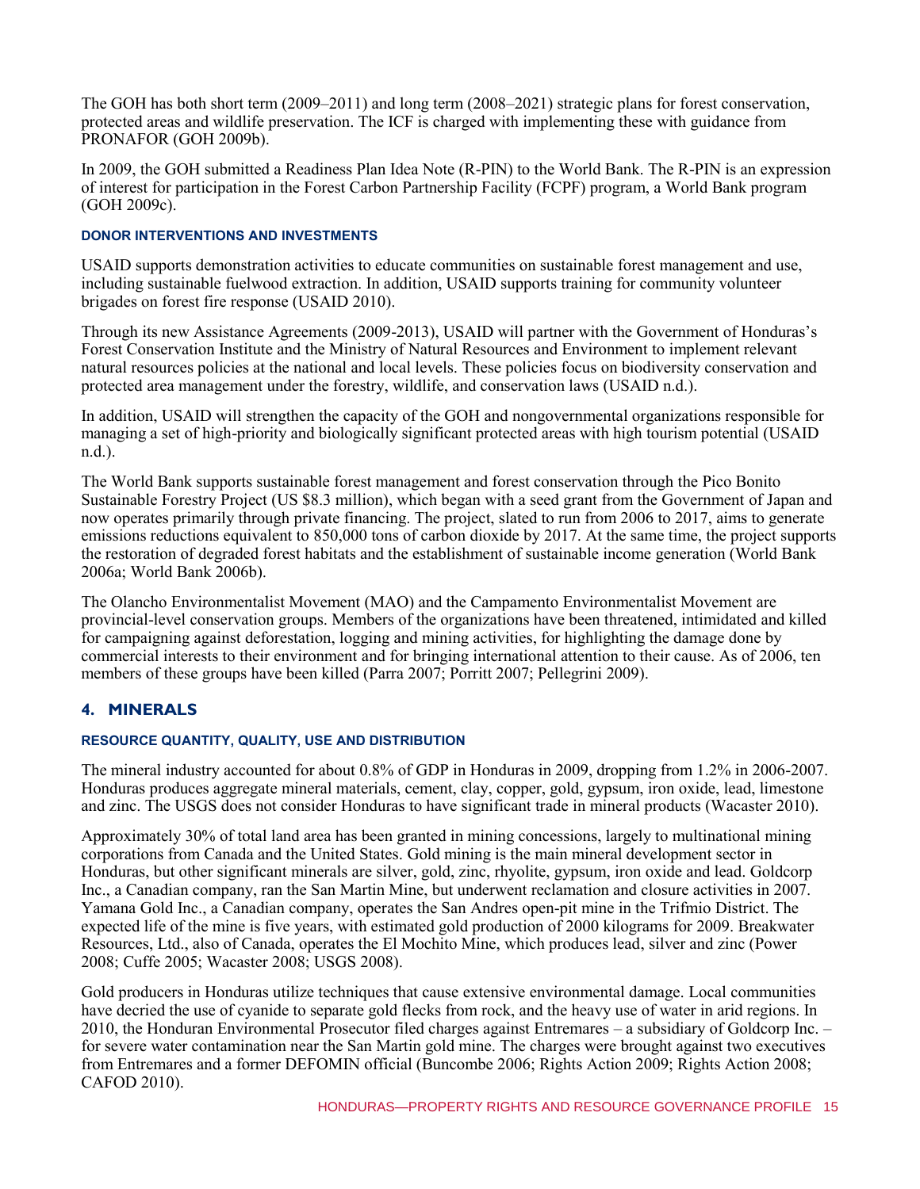The GOH has both short term (2009–2011) and long term (2008–2021) strategic plans for forest conservation, protected areas and wildlife preservation. The ICF is charged with implementing these with guidance from PRONAFOR (GOH 2009b).

In 2009, the GOH submitted a Readiness Plan Idea Note (R-PIN) to the World Bank. The R-PIN is an expression of interest for participation in the Forest Carbon Partnership Facility (FCPF) program, a World Bank program (GOH 2009c).

### DONOR INTERVENTIONS AND INVESTMENTS

USAID supports demonstration activities to educate communities on sustainable forest management and use, including sustainable fuelwood extraction. In addition, USAID supports training for community volunteer brigades on forest fire response (USAID 2010).

Through its new Assistance Agreements (2009-2013), USAID will partner with the Government of Honduras's Forest Conservation Institute and the Ministry of Natural Resources and Environment to implement relevant natural resources policies at the national and local levels. These policies focus on biodiversity conservation and protected area management under the forestry, wildlife, and conservation laws (USAID n.d.).

In addition, USAID will strengthen the capacity of the GOH and nongovernmental organizations responsible for managing a set of high-priority and biologically significant protected areas with high tourism potential (USAID n.d.).

The World Bank supports sustainable forest management and forest conservation through the Pico Bonito Sustainable Forestry Project (US $8.3 million), which began with a seed grant from the Government of Japan and now operates primarily through private financing. The project, slated to run from 2006 to 2017, aims to generate emissions reductions equivalent to 850,000 tons of carbon dioxide by 2017. At the same time, the project supports the restoration of degraded forest habitats and the establishment of sustainable income generation (World Bank 2006a; World Bank 2006b).

The Olancho Environmentalist Movement (MAO) and the Campamento Environmentalist Movement are provincial-level conservation groups. Members of the organizations have been threatened, intimidated and killed for campaigning against deforestation, logging and mining activities, for highlighting the damage done by commercial interests to their environment and for bringing international attention to their cause. As of 2006, ten members of these groups have been killed (Parra 2007; Porritt 2007; Pellegrini 2009).

## 4. MINERALS

### RESOURCE QUANTITY, QUALITY, USE AND DISTRIBUTION

The mineral industry accounted for about 0.8% of GDP in Honduras in 2009, dropping from 1.2% in 2006-2007. Honduras produces aggregate mineral materials, cement, clay, copper, gold, gypsum, iron oxide, lead, limestone and zinc. The USGS does not consider Honduras to have significant trade in mineral products (Wacaster 2010).

Approximately 30% of total land area has been granted in mining concessions, largely to multinational mining corporations from Canada and the United States. Gold mining is the main mineral development sector in Honduras, but other significant minerals are silver, gold, zinc, rhyolite, gypsum, iron oxide and lead. Goldcorp Inc., a Canadian company, ran the San Martin Mine, but underwent reclamation and closure activities in 2007. Yamana Gold Inc., a Canadian company, operates the San Andres open-pit mine in the Trifmio District. The expected life of the mine is five years, with estimated gold production of 2000 kilograms for 2009. Breakwater Resources, Ltd., also of Canada, operates the El Mochito Mine, which produces lead, silver and zinc (Power 2008; Cuffe 2005; Wacaster 2008; USGS 2008).

Gold producers in Honduras utilize techniques that cause extensive environmental damage. Local communities have decried the use of cyanide to separate gold flecks from rock, and the heavy use of water in arid regions. In 2010, the Honduran Environmental Prosecutor filed charges against Entremares – a subsidiary of Goldcorp Inc. – for severe water contamination near the San Martin gold mine. The charges were brought against two executives from Entremares and a former DEFOMIN official (Buncombe 2006; Rights Action 2009; Rights Action 2008; CAFOD 2010).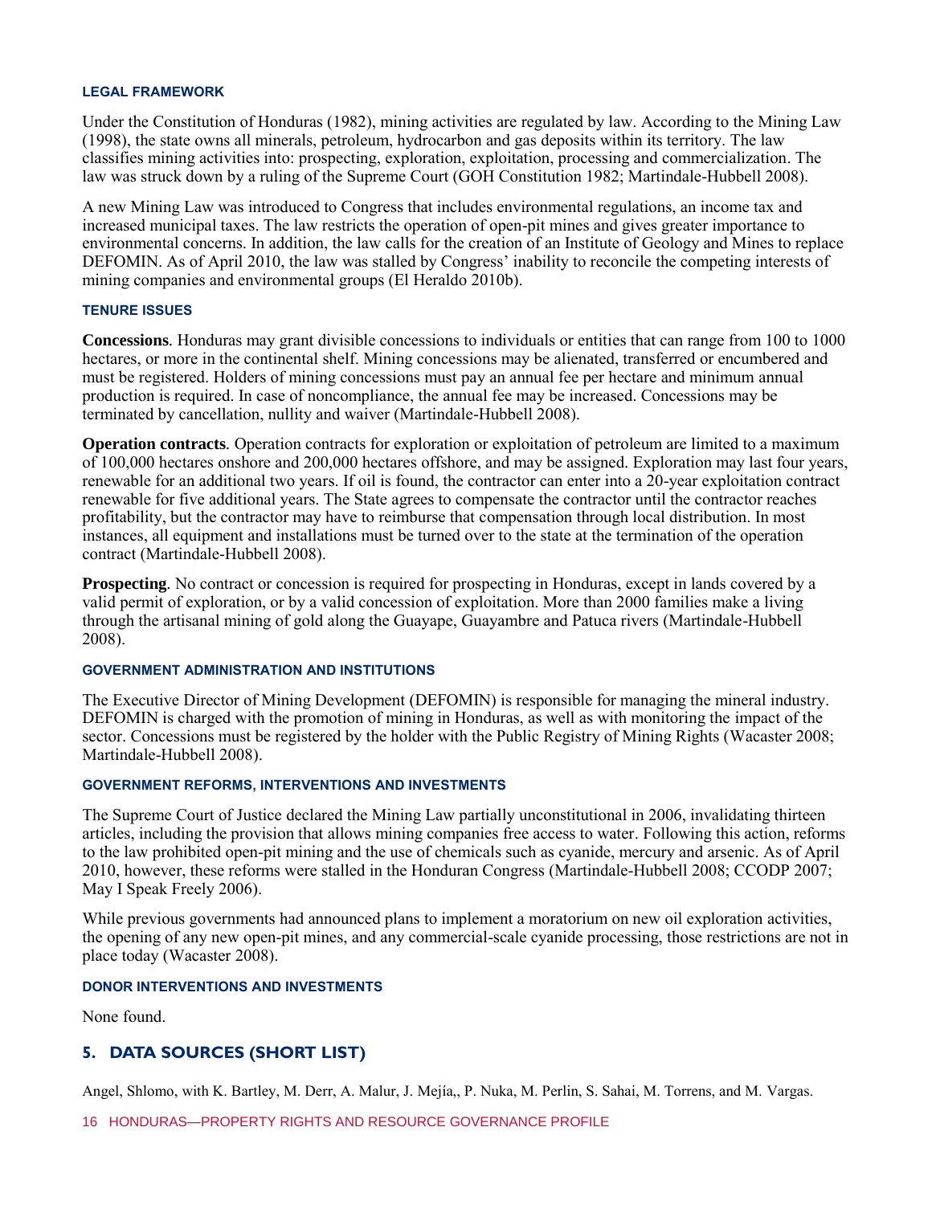#### LEGAL FRAMEWORK

Under the Constitution of Honduras (1982), mining activities are regulated by law. According to the Mining Law (1998), the state owns all minerals, petroleum, hydrocarbon and gas deposits within its territory. The law classifies mining activities into: prospecting, exploration, exploitation, processing and commercialization. The law was struck down by a ruling of the Supreme Court (GOH Constitution 1982; Martindale-Hubbell 2008).

A new Mining Law was introduced to Congress that includes environmental regulations, an income tax and increased municipal taxes. The law restricts the operation of open-pit mines and gives greater importance to environmental concerns. In addition, the law calls for the creation of an Institute of Geology and Mines to replace DEFOMIN. As of April 2010, the law was stalled by Congress' inability to reconcile the competing interests of mining companies and environmental groups (El Heraldo 2010b).

#### TENURE ISSUES

**Concessions**. Honduras may grant divisible concessions to individuals or entities that can range from 100 to 1000 hectares, or more in the continental shelf. Mining concessions may be alienated, transferred or encumbered and must be registered. Holders of mining concessions must pay an annual fee per hectare and minimum annual production is required. In case of noncompliance, the annual fee may be increased. Concessions may be terminated by cancellation, nullity and waiver (Martindale-Hubbell 2008).

**Operation contracts**. Operation contracts for exploration or exploitation of petroleum are limited to a maximum of 100,000 hectares onshore and 200,000 hectares offshore, and may be assigned. Exploration may last four years, renewable for an additional two years. If oil is found, the contractor can enter into a 20-year exploitation contract renewable for five additional years. The State agrees to compensate the contractor until the contractor reaches profitability, but the contractor may have to reimburse that compensation through local distribution. In most instances, all equipment and installations must be turned over to the state at the termination of the operation contract (Martindale-Hubbell 2008).

**Prospecting**. No contract or concession is required for prospecting in Honduras, except in lands covered by a valid permit of exploration, or by a valid concession of exploitation. More than 2000 families make a living through the artisanal mining of gold along the Guayape, Guayambre and Patuca rivers (Martindale-Hubbell 2008).

#### GOVERNMENT ADMINISTRATION AND INSTITUTIONS

The Executive Director of Mining Development (DEFOMIN) is responsible for managing the mineral industry. DEFOMIN is charged with the promotion of mining in Honduras, as well as with monitoring the impact of the sector. Concessions must be registered by the holder with the Public Registry of Mining Rights (Wacaster 2008; Martindale-Hubbell 2008).

#### GOVERNMENT REFORMS, INTERVENTIONS AND INVESTMENTS

The Supreme Court of Justice declared the Mining Law partially unconstitutional in 2006, invalidating thirteen articles, including the provision that allows mining companies free access to water. Following this action, reforms to the law prohibited open-pit mining and the use of chemicals such as cyanide, mercury and arsenic. As of April 2010, however, these reforms were stalled in the Honduran Congress (Martindale-Hubbell 2008; CCODP 2007; May I Speak Freely 2006).

While previous governments had announced plans to implement a moratorium on new oil exploration activities, the opening of any new open-pit mines, and any commercial-scale cyanide processing, those restrictions are not in place today (Wacaster 2008).

#### DONOR INTERVENTIONS AND INVESTMENTS

None found.

## 5. DATA SOURCES (SHORT LIST)

Angel, Shlomo, with K. Bartley, M. Derr, A. Malur, J. Mejía,, P. Nuka, M. Perlin, S. Sahai, M. Torrens, and M. Vargas.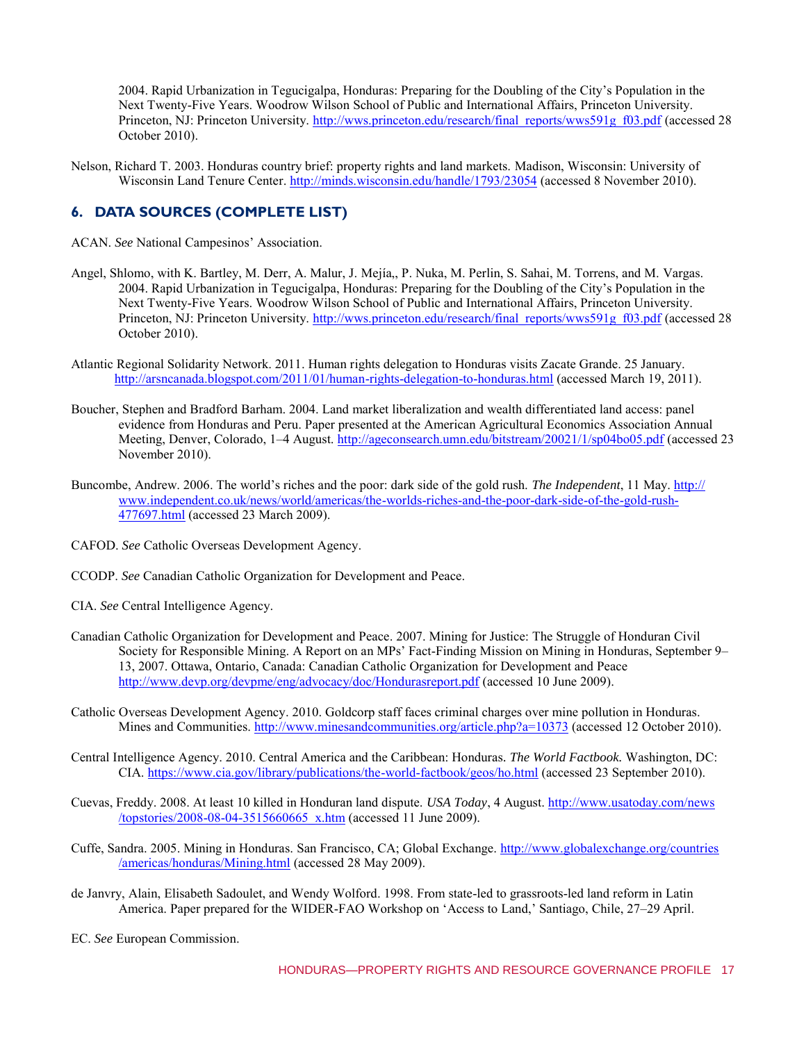2004. Rapid Urbanization in Tegucigalpa, Honduras: Preparing for the Doubling of the City's Population in the Next Twenty-Five Years. Woodrow Wilson School of Public and International Affairs, Princeton University. Princeton, NJ: Princeton University. http://wws.princeton.edu/research/final_reports/wws591g_f03.pdf (accessed 28 October 2010).

Nelson, Richard T. 2003. Honduras country brief: property rights and land markets. Madison, Wisconsin: University of Wisconsin Land Tenure Center. http://minds.wisconsin.edu/handle/1793/23054 (accessed 8 November 2010).

## 6. DATA SOURCES (COMPLETE LIST)

ACAN. *See* National Campesinos' Association.

Angel, Shlomo, with K. Bartley, M. Derr, A. Malur, J. Mejía,, P. Nuka, M. Perlin, S. Sahai, M. Torrens, and M. Vargas. 2004. Rapid Urbanization in Tegucigalpa, Honduras: Preparing for the Doubling of the City's Population in the Next Twenty-Five Years. Woodrow Wilson School of Public and International Affairs, Princeton University. Princeton, NJ: Princeton University. http://wws.princeton.edu/research/final_reports/wws591g_f03.pdf (accessed 28 October 2010).

Atlantic Regional Solidarity Network. 2011. Human rights delegation to Honduras visits Zacate Grande. 25 January. http://arsncanada.blogspot.com/2011/01/human-rights-delegation-to-honduras.html (accessed March 19, 2011).

Boucher, Stephen and Bradford Barham. 2004. Land market liberalization and wealth differentiated land access: panel evidence from Honduras and Peru. Paper presented at the American Agricultural Economics Association Annual Meeting, Denver, Colorado, 1–4 August. http://ageconsearch.umn.edu/bitstream/20021/1/sp04bo05.pdf (accessed 23 November 2010).

Buncombe, Andrew. 2006. The world's riches and the poor: dark side of the gold rush. *The Independent*, 11 May. http://www.independent.co.uk/news/world/americas/the-worlds-riches-and-the-poor-dark-side-of-the-gold-rush-477697.html (accessed 23 March 2009).

CAFOD. *See* Catholic Overseas Development Agency.

CCODP. *See* Canadian Catholic Organization for Development and Peace.

CIA. *See* Central Intelligence Agency.

Canadian Catholic Organization for Development and Peace. 2007. Mining for Justice: The Struggle of Honduran Civil Society for Responsible Mining. A Report on an MPs' Fact-Finding Mission on Mining in Honduras, September 9–13, 2007. Ottawa, Ontario, Canada: Canadian Catholic Organization for Development and Peace http://www.devp.org/devpme/eng/advocacy/doc/Hondurasreport.pdf (accessed 10 June 2009).

Catholic Overseas Development Agency. 2010. Goldcorp staff faces criminal charges over mine pollution in Honduras. Mines and Communities. http://www.minesandcommunities.org/article.php?a=10373 (accessed 12 October 2010).

Central Intelligence Agency. 2010. Central America and the Caribbean: Honduras. *The World Factbook*. Washington, DC: CIA. https://www.cia.gov/library/publications/the-world-factbook/geos/ho.html (accessed 23 September 2010).

Cuevas, Freddy. 2008. At least 10 killed in Honduran land dispute. *USA Today*, 4 August. http://www.usatoday.com/news/topstories/2008-08-04-3515660665_x.htm (accessed 11 June 2009).

Cuffe, Sandra. 2005. Mining in Honduras. San Francisco, CA; Global Exchange. http://www.globalexchange.org/countries/americas/honduras/Mining.html (accessed 28 May 2009).

de Janvry, Alain, Elisabeth Sadoulet, and Wendy Wolford. 1998. From state-led to grassroots-led land reform in Latin America. Paper prepared for the WIDER-FAO Workshop on 'Access to Land,' Santiago, Chile, 27–29 April.

EC. *See* European Commission.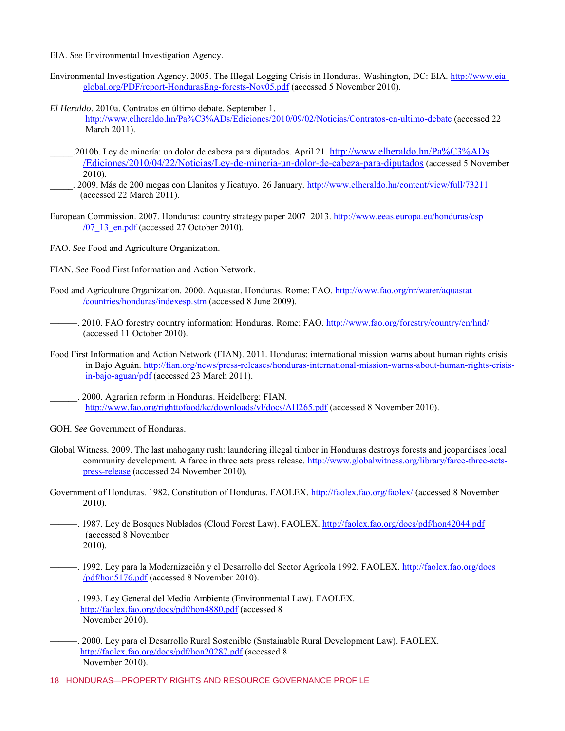EIA. *See* Environmental Investigation Agency.

Environmental Investigation Agency. 2005. The Illegal Logging Crisis in Honduras. Washington, DC: EIA. http://www.eia-global.org/PDF/report-HondurasEng-forests-Nov05.pdf (accessed 5 November 2010).

*El Heraldo*. 2010a. Contratos en último debate. September 1. http://www.elheraldo.hn/Pa%C3%ADs/Ediciones/2010/09/02/Noticias/Contratos-en-ultimo-debate (accessed 22 March 2011).

_____.2010b. Ley de minería: un dolor de cabeza para diputados. April 21. http://www.elheraldo.hn/Pa%C3%ADs/Ediciones/2010/04/22/Noticias/Ley-de-mineria-un-dolor-de-cabeza-para-diputados (accessed 5 November 2010).

_____. 2009. Más de 200 megas con Llanitos y Jicatuyo. 26 January. http://www.elheraldo.hn/content/view/full/73211 (accessed 22 March 2011).

European Commission. 2007. Honduras: country strategy paper 2007–2013. http://www.eeas.europa.eu/honduras/csp/07_13_en.pdf (accessed 27 October 2010).

FAO. *See* Food and Agriculture Organization.

FIAN. *See* Food First Information and Action Network.

Food and Agriculture Organization. 2000. Aquastat. Honduras. Rome: FAO. http://www.fao.org/nr/water/aquastat/countries/honduras/indexesp.stm (accessed 8 June 2009).

———. 2010. FAO forestry country information: Honduras. Rome: FAO. http://www.fao.org/forestry/country/en/hnd/ (accessed 11 October 2010).

Food First Information and Action Network (FIAN). 2011. Honduras: international mission warns about human rights crisis in Bajo Aguán. http://fian.org/news/press-releases/honduras-international-mission-warns-about-human-rights-crisis-in-bajo-aguan/pdf (accessed 23 March 2011).

______. 2000. Agrarian reform in Honduras. Heidelberg: FIAN. http://www.fao.org/righttofood/kc/downloads/vl/docs/AH265.pdf (accessed 8 November 2010).

GOH. *See* Government of Honduras.

Global Witness. 2009. The last mahogany rush: laundering illegal timber in Honduras destroys forests and jeopardises local community development. A farce in three acts press release. http://www.globalwitness.org/library/farce-three-acts-press-release (accessed 24 November 2010).

Government of Honduras. 1982. Constitution of Honduras. FAOLEX. http://faolex.fao.org/faolex/ (accessed 8 November 2010).

———. 1987. Ley de Bosques Nublados (Cloud Forest Law). FAOLEX. http://faolex.fao.org/docs/pdf/hon42044.pdf (accessed 8 November 2010).

———. 1992. Ley para la Modernización y el Desarrollo del Sector Agrícola 1992. FAOLEX. http://faolex.fao.org/docs/pdf/hon5176.pdf (accessed 8 November 2010).

———. 1993. Ley General del Medio Ambiente (Environmental Law). FAOLEX. http://faolex.fao.org/docs/pdf/hon4880.pdf (accessed 8 November 2010).

———. 2000. Ley para el Desarrollo Rural Sostenible (Sustainable Rural Development Law). FAOLEX. http://faolex.fao.org/docs/pdf/hon20287.pdf (accessed 8 November 2010).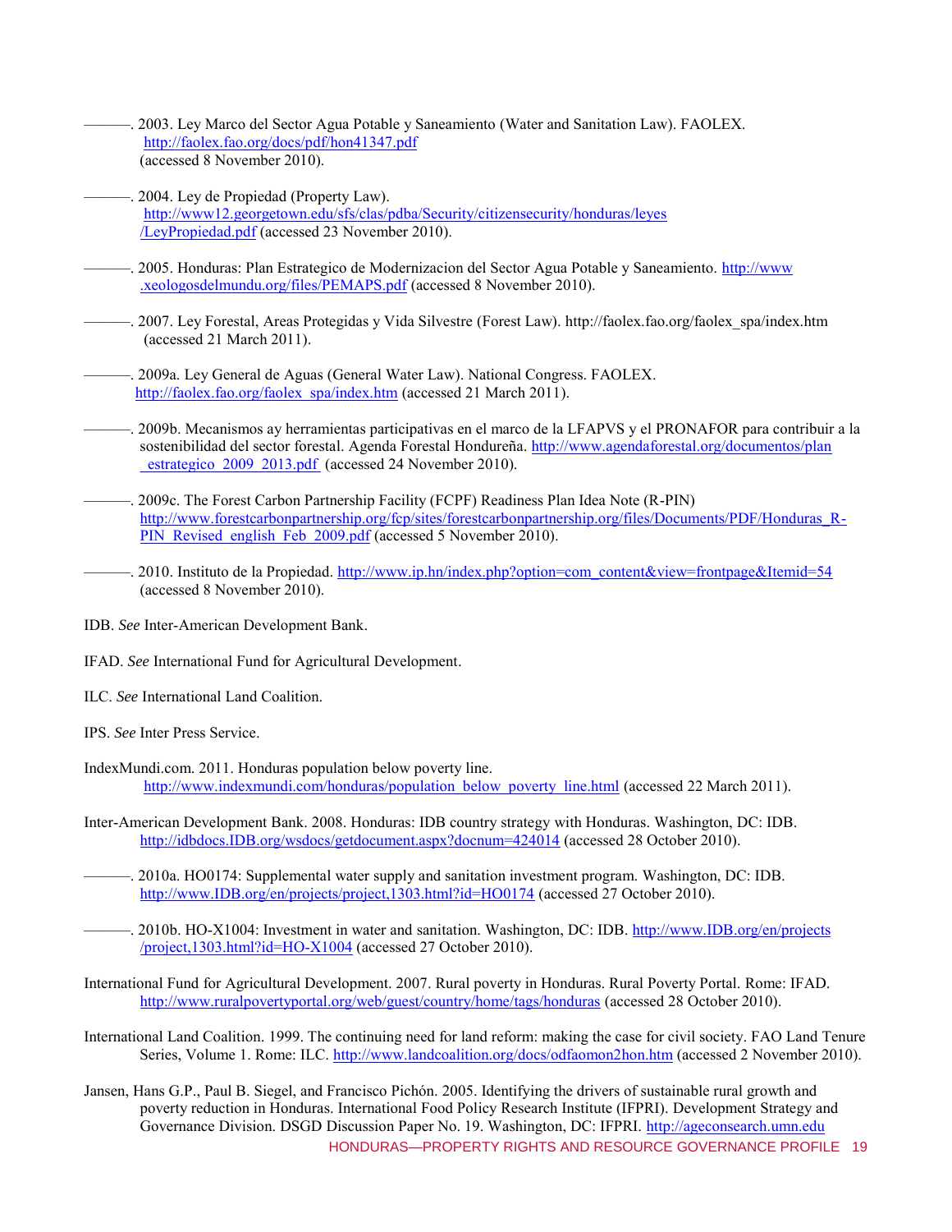———. 2003. Ley Marco del Sector Agua Potable y Saneamiento (Water and Sanitation Law). FAOLEX. http://faolex.fao.org/docs/pdf/hon41347.pdf (accessed 8 November 2010).

———. 2004. Ley de Propiedad (Property Law). http://www12.georgetown.edu/sfs/clas/pdba/Security/citizensecurity/honduras/leyes/LeyPropiedad.pdf (accessed 23 November 2010).

———. 2005. Honduras: Plan Estrategico de Modernizacion del Sector Agua Potable y Saneamiento. http://www.xeologosdelmundu.org/files/PEMAPS.pdf (accessed 8 November 2010).

———. 2007. Ley Forestal, Areas Protegidas y Vida Silvestre (Forest Law). http://faolex.fao.org/faolex_spa/index.htm (accessed 21 March 2011).

———. 2009a. Ley General de Aguas (General Water Law). National Congress. FAOLEX. http://faolex.fao.org/faolex_spa/index.htm (accessed 21 March 2011).

———. 2009b. Mecanismos ay herramientas participativas en el marco de la LFAPVS y el PRONAFOR para contribuir a la sostenibilidad del sector forestal. Agenda Forestal Hondureña. http://www.agendaforestal.org/documentos/plan_estrategico_2009_2013.pdf (accessed 24 November 2010).

———. 2009c. The Forest Carbon Partnership Facility (FCPF) Readiness Plan Idea Note (R-PIN) http://www.forestcarbonpartnership.org/fcp/sites/forestcarbonpartnership.org/files/Documents/PDF/Honduras_R-PIN_Revised_english_Feb_2009.pdf (accessed 5 November 2010).

———. 2010. Instituto de la Propiedad. http://www.ip.hn/index.php?option=com_content&view=frontpage&Itemid=54 (accessed 8 November 2010).

IDB. *See* Inter-American Development Bank.

IFAD. *See* International Fund for Agricultural Development.

ILC. *See* International Land Coalition.

IPS. *See* Inter Press Service.

IndexMundi.com. 2011. Honduras population below poverty line. http://www.indexmundi.com/honduras/population_below_poverty_line.html (accessed 22 March 2011).

Inter-American Development Bank. 2008. Honduras: IDB country strategy with Honduras. Washington, DC: IDB. http://idbdocs.IDB.org/wsdocs/getdocument.aspx?docnum=424014 (accessed 28 October 2010).

———. 2010a. HO0174: Supplemental water supply and sanitation investment program. Washington, DC: IDB. http://www.IDB.org/en/projects/project,1303.html?id=HO0174 (accessed 27 October 2010).

———. 2010b. HO-X1004: Investment in water and sanitation. Washington, DC: IDB. http://www.IDB.org/en/projects/project,1303.html?id=HO-X1004 (accessed 27 October 2010).

International Fund for Agricultural Development. 2007. Rural poverty in Honduras. Rural Poverty Portal. Rome: IFAD. http://www.ruralpovertyportal.org/web/guest/country/home/tags/honduras (accessed 28 October 2010).

International Land Coalition. 1999. The continuing need for land reform: making the case for civil society. FAO Land Tenure Series, Volume 1. Rome: ILC. http://www.landcoalition.org/docs/odfaomon2hon.htm (accessed 2 November 2010).

Jansen, Hans G.P., Paul B. Siegel, and Francisco Pichón. 2005. Identifying the drivers of sustainable rural growth and poverty reduction in Honduras. International Food Policy Research Institute (IFPRI). Development Strategy and Governance Division. DSGD Discussion Paper No. 19. Washington, DC: IFPRI. http://ageconsearch.umn.edu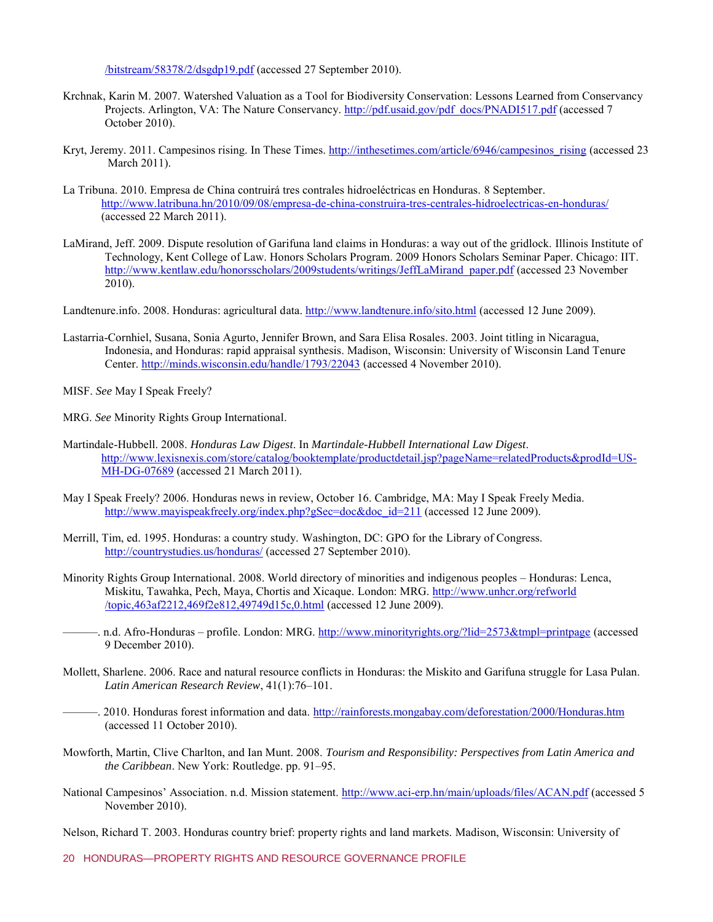/bitstream/58378/2/dsgdp19.pdf (accessed 27 September 2010).

Krchnak, Karin M. 2007. Watershed Valuation as a Tool for Biodiversity Conservation: Lessons Learned from Conservancy Projects. Arlington, VA: The Nature Conservancy. http://pdf.usaid.gov/pdf_docs/PNADI517.pdf (accessed 7 October 2010).

Kryt, Jeremy. 2011. Campesinos rising. In These Times. http://inthesetimes.com/article/6946/campesinos_rising (accessed 23 March 2011).

La Tribuna. 2010. Empresa de China contruirá tres contrales hidroeléctricas en Honduras. 8 September. http://www.latribuna.hn/2010/09/08/empresa-de-china-construira-tres-centrales-hidroelectricas-en-honduras/ (accessed 22 March 2011).

LaMirand, Jeff. 2009. Dispute resolution of Garifuna land claims in Honduras: a way out of the gridlock. Illinois Institute of Technology, Kent College of Law. Honors Scholars Program. 2009 Honors Scholars Seminar Paper. Chicago: IIT. http://www.kentlaw.edu/honorsscholars/2009students/writings/JeffLaMirand_paper.pdf (accessed 23 November 2010).

Landtenure.info. 2008. Honduras: agricultural data. http://www.landtenure.info/sito.html (accessed 12 June 2009).

Lastarria-Cornhiel, Susana, Sonia Agurto, Jennifer Brown, and Sara Elisa Rosales. 2003. Joint titling in Nicaragua, Indonesia, and Honduras: rapid appraisal synthesis. Madison, Wisconsin: University of Wisconsin Land Tenure Center. http://minds.wisconsin.edu/handle/1793/22043 (accessed 4 November 2010).

MISF. *See* May I Speak Freely?

MRG. *See* Minority Rights Group International.

Martindale-Hubbell. 2008. *Honduras Law Digest*. In *Martindale-Hubbell International Law Digest*. http://www.lexisnexis.com/store/catalog/booktemplate/productdetail.jsp?pageName=relatedProducts&prodId=US-MH-DG-07689 (accessed 21 March 2011).

May I Speak Freely? 2006. Honduras news in review, October 16. Cambridge, MA: May I Speak Freely Media. http://www.mayispeakfreely.org/index.php?gSec=doc&doc_id=211 (accessed 12 June 2009).

Merrill, Tim, ed. 1995. Honduras: a country study. Washington, DC: GPO for the Library of Congress. http://countrystudies.us/honduras/ (accessed 27 September 2010).

Minority Rights Group International. 2008. World directory of minorities and indigenous peoples – Honduras: Lenca, Miskitu, Tawahka, Pech, Maya, Chortis and Xicaque. London: MRG. http://www.unhcr.org/refworld/topic,463af2212,469f2e812,49749d15c,0.html (accessed 12 June 2009).

———. n.d. Afro-Honduras – profile. London: MRG. http://www.minorityrights.org/?lid=2573&tmpl=printpage (accessed 9 December 2010).

Mollett, Sharlene. 2006. Race and natural resource conflicts in Honduras: the Miskito and Garifuna struggle for Lasa Pulan. *Latin American Research Review*, 41(1):76–101.

———. 2010. Honduras forest information and data. http://rainforests.mongabay.com/deforestation/2000/Honduras.htm (accessed 11 October 2010).

Mowforth, Martin, Clive Charlton, and Ian Munt. 2008. *Tourism and Responsibility: Perspectives from Latin America and the Caribbean*. New York: Routledge. pp. 91–95.

National Campesinos' Association. n.d. Mission statement. http://www.aci-erp.hn/main/uploads/files/ACAN.pdf (accessed 5 November 2010).

Nelson, Richard T. 2003. Honduras country brief: property rights and land markets. Madison, Wisconsin: University of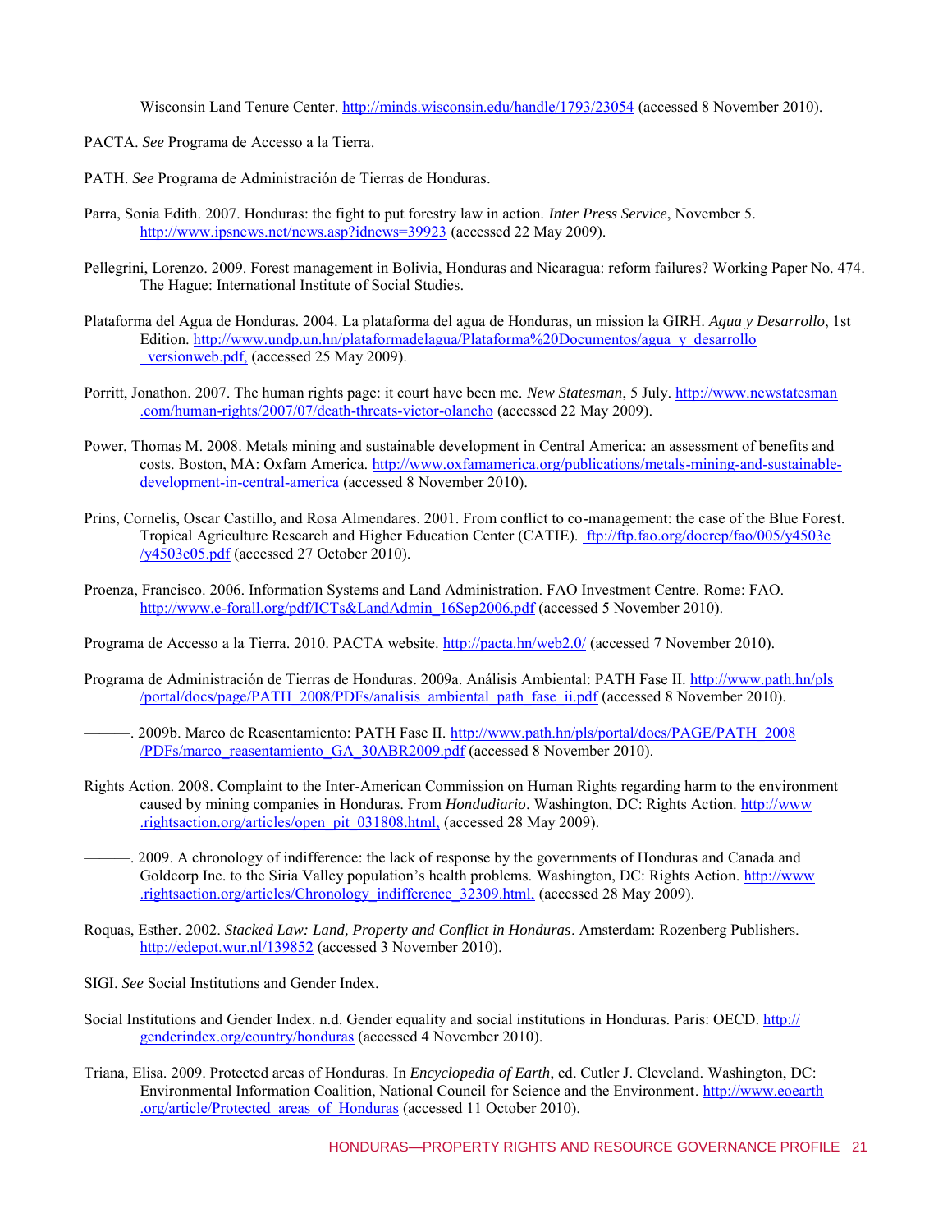Wisconsin Land Tenure Center. http://minds.wisconsin.edu/handle/1793/23054 (accessed 8 November 2010).

PACTA. *See* Programa de Accesso a la Tierra.

PATH. *See* Programa de Administración de Tierras de Honduras.

Parra, Sonia Edith. 2007. Honduras: the fight to put forestry law in action. *Inter Press Service*, November 5. http://www.ipsnews.net/news.asp?idnews=39923 (accessed 22 May 2009).

Pellegrini, Lorenzo. 2009. Forest management in Bolivia, Honduras and Nicaragua: reform failures? Working Paper No. 474. The Hague: International Institute of Social Studies.

Plataforma del Agua de Honduras. 2004. La plataforma del agua de Honduras, un mission la GIRH. *Agua y Desarrollo*, 1st Edition. http://www.undp.un.hn/plataformadelagua/Plataforma%20Documentos/agua_y_desarrollo_versionweb.pdf, (accessed 25 May 2009).

Porritt, Jonathon. 2007. The human rights page: it court have been me. *New Statesman*, 5 July. http://www.newstatesman.com/human-rights/2007/07/death-threats-victor-olancho (accessed 22 May 2009).

Power, Thomas M. 2008. Metals mining and sustainable development in Central America: an assessment of benefits and costs. Boston, MA: Oxfam America. http://www.oxfamamerica.org/publications/metals-mining-and-sustainable-development-in-central-america (accessed 8 November 2010).

Prins, Cornelis, Oscar Castillo, and Rosa Almendares. 2001. From conflict to co-management: the case of the Blue Forest. Tropical Agriculture Research and Higher Education Center (CATIE). ftp://ftp.fao.org/docrep/fao/005/y4503e/y4503e05.pdf (accessed 27 October 2010).

Proenza, Francisco. 2006. Information Systems and Land Administration. FAO Investment Centre. Rome: FAO. http://www.e-forall.org/pdf/ICTs&LandAdmin_16Sep2006.pdf (accessed 5 November 2010).

Programa de Accesso a la Tierra. 2010. PACTA website. http://pacta.hn/web2.0/ (accessed 7 November 2010).

Programa de Administración de Tierras de Honduras. 2009a. Análisis Ambiental: PATH Fase II. http://www.path.hn/pls/portal/docs/page/PATH_2008/PDFs/analisis_ambiental_path_fase_ii.pdf (accessed 8 November 2010).

———. 2009b. Marco de Reasentamiento: PATH Fase II. http://www.path.hn/pls/portal/docs/PAGE/PATH_2008/PDFs/marco_reasentamiento_GA_30ABR2009.pdf (accessed 8 November 2010).

Rights Action. 2008. Complaint to the Inter-American Commission on Human Rights regarding harm to the environment caused by mining companies in Honduras. From *Hondudiario*. Washington, DC: Rights Action. http://www.rightsaction.org/articles/open_pit_031808.html, (accessed 28 May 2009).

———. 2009. A chronology of indifference: the lack of response by the governments of Honduras and Canada and Goldcorp Inc. to the Siria Valley population's health problems. Washington, DC: Rights Action. http://www.rightsaction.org/articles/Chronology_indifference_32309.html, (accessed 28 May 2009).

Roquas, Esther. 2002. *Stacked Law: Land, Property and Conflict in Honduras*. Amsterdam: Rozenberg Publishers. http://edepot.wur.nl/139852 (accessed 3 November 2010).

SIGI. *See* Social Institutions and Gender Index.

Social Institutions and Gender Index. n.d. Gender equality and social institutions in Honduras. Paris: OECD. http://genderindex.org/country/honduras (accessed 4 November 2010).

Triana, Elisa. 2009. Protected areas of Honduras. In *Encyclopedia of Earth*, ed. Cutler J. Cleveland. Washington, DC: Environmental Information Coalition, National Council for Science and the Environment. http://www.eoearth.org/article/Protected_areas_of_Honduras (accessed 11 October 2010).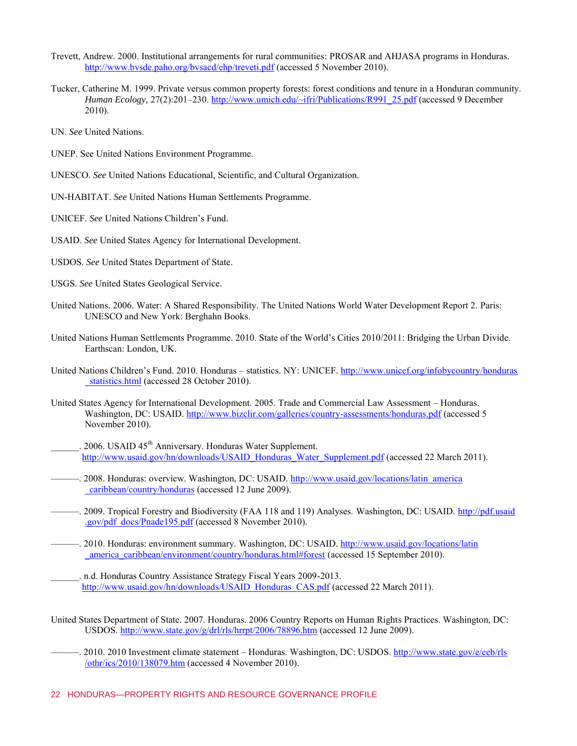Trevett, Andrew. 2000. Institutional arrangements for rural communities: PROSAR and AHJASA programs in Honduras. http://www.bvsde.paho.org/bvsacd/ehp/treveti.pdf (accessed 5 November 2010).

Tucker, Catherine M. 1999. Private versus common property forests: forest conditions and tenure in a Honduran community. *Human Ecology,* 27(2):201–230. http://www.umich.edu/~ifri/Publications/R991_25.pdf (accessed 9 December 2010).

UN. *See* United Nations.

UNEP. See United Nations Environment Programme.

UNESCO. *See* United Nations Educational, Scientific, and Cultural Organization.

UN-HABITAT. *See* United Nations Human Settlements Programme.

UNICEF. *See* United Nations Children's Fund.

USAID. *See* United States Agency for International Development.

USDOS. *See* United States Department of State.

USGS. *See* United States Geological Service.

United Nations. 2006. Water: A Shared Responsibility. The United Nations World Water Development Report 2. Paris: UNESCO and New York: Berghahn Books.

United Nations Human Settlements Programme. 2010. State of the World's Cities 2010/2011: Bridging the Urban Divide. Earthscan: London, UK.

United Nations Children's Fund. 2010. Honduras – statistics. NY: UNICEF. http://www.unicef.org/infobycountry/honduras_statistics.html (accessed 28 October 2010).

United States Agency for International Development. 2005. Trade and Commercial Law Assessment – Honduras. Washington, DC: USAID. http://www.bizclir.com/galleries/country-assessments/honduras.pdf (accessed 5 November 2010).

______. 2006. USAID 45th Anniversary. Honduras Water Supplement. http://www.usaid.gov/hn/downloads/USAID_Honduras_Water_Supplement.pdf (accessed 22 March 2011).

———. 2008. Honduras: overview. Washington, DC: USAID. http://www.usaid.gov/locations/latin_america_caribbean/country/honduras (accessed 12 June 2009).

———. 2009. Tropical Forestry and Biodiversity (FAA 118 and 119) Analyses. Washington, DC: USAID. http://pdf.usaid.gov/pdf_docs/Pnade195.pdf (accessed 8 November 2010).

———. 2010. Honduras: environment summary. Washington, DC: USAID. http://www.usaid.gov/locations/latin_america_caribbean/environment/country/honduras.html#forest (accessed 15 September 2010).

______. n.d. Honduras Country Assistance Strategy Fiscal Years 2009-2013. http://www.usaid.gov/hn/downloads/USAID_Honduras_CAS.pdf (accessed 22 March 2011).

United States Department of State. 2007. Honduras. 2006 Country Reports on Human Rights Practices. Washington, DC: USDOS. http://www.state.gov/g/drl/rls/hrrpt/2006/78896.htm (accessed 12 June 2009).

———. 2010. 2010 Investment climate statement – Honduras. Washington, DC: USDOS. http://www.state.gov/e/eeb/rls/othr/ics/2010/138079.htm (accessed 4 November 2010).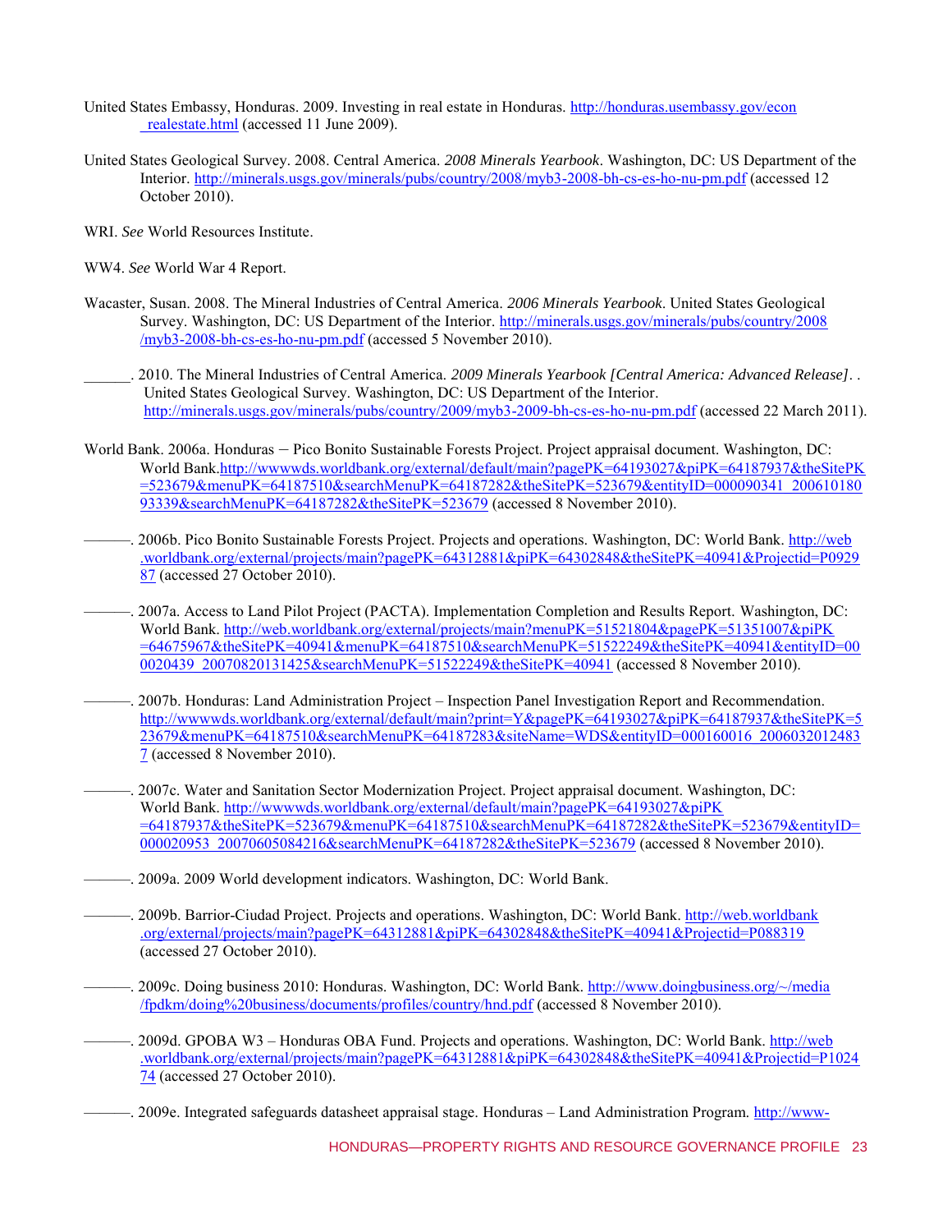United States Embassy, Honduras. 2009. Investing in real estate in Honduras. http://honduras.usembassy.gov/econ_realestate.html (accessed 11 June 2009).

United States Geological Survey. 2008. Central America. *2008 Minerals Yearbook*. Washington, DC: US Department of the Interior. http://minerals.usgs.gov/minerals/pubs/country/2008/myb3-2008-bh-cs-es-ho-nu-pm.pdf (accessed 12 October 2010).

WRI. *See* World Resources Institute.

WW4. *See* World War 4 Report.

Wacaster, Susan. 2008. The Mineral Industries of Central America. *2006 Minerals Yearbook*. United States Geological Survey. Washington, DC: US Department of the Interior. http://minerals.usgs.gov/minerals/pubs/country/2008/myb3-2008-bh-cs-es-ho-nu-pm.pdf (accessed 5 November 2010).

______. 2010. The Mineral Industries of Central America. *2009 Minerals Yearbook [Central America: Advanced Release]*. . United States Geological Survey. Washington, DC: US Department of the Interior. http://minerals.usgs.gov/minerals/pubs/country/2009/myb3-2009-bh-cs-es-ho-nu-pm.pdf (accessed 22 March 2011).

World Bank. 2006a. Honduras — Pico Bonito Sustainable Forests Project. Project appraisal document. Washington, DC: World Bank.http://wwwwds.worldbank.org/external/default/main?pagePK=64193027&piPK=64187937&theSitePK=523679&menuPK=64187510&searchMenuPK=64187282&theSitePK=523679&entityID=000090341_20061018093339&searchMenuPK=64187282&theSitePK=523679 (accessed 8 November 2010).

———. 2006b. Pico Bonito Sustainable Forests Project. Projects and operations. Washington, DC: World Bank. http://web.worldbank.org/external/projects/main?pagePK=64312881&piPK=64302848&theSitePK=40941&Projectid=P092987 (accessed 27 October 2010).

———. 2007a. Access to Land Pilot Project (PACTA). Implementation Completion and Results Report. Washington, DC: World Bank. http://web.worldbank.org/external/projects/main?menuPK=51521804&pagePK=51351007&piPK=64675967&theSitePK=40941&menuPK=64187510&searchMenuPK=51522249&theSitePK=40941&entityID=000020439_20070820131425&searchMenuPK=51522249&theSitePK=40941 (accessed 8 November 2010).

———. 2007b. Honduras: Land Administration Project – Inspection Panel Investigation Report and Recommendation. http://wwwwds.worldbank.org/external/default/main?print=Y&pagePK=64193027&piPK=64187937&theSitePK=523679&menuPK=64187510&searchMenuPK=64187283&siteName=WDS&entityID=000160016_20060320124837 (accessed 8 November 2010).

———. 2007c. Water and Sanitation Sector Modernization Project. Project appraisal document. Washington, DC: World Bank. http://wwwwds.worldbank.org/external/default/main?pagePK=64193027&piPK=64187937&theSitePK=523679&menuPK=64187510&searchMenuPK=64187282&theSitePK=523679&entityID=000020953_20070605084216&searchMenuPK=64187282&theSitePK=523679 (accessed 8 November 2010).

———. 2009a. 2009 World development indicators. Washington, DC: World Bank.

———. 2009b. Barrior-Ciudad Project. Projects and operations. Washington, DC: World Bank. http://web.worldbank.org/external/projects/main?pagePK=64312881&piPK=64302848&theSitePK=40941&Projectid=P088319 (accessed 27 October 2010).

———. 2009c. Doing business 2010: Honduras. Washington, DC: World Bank. http://www.doingbusiness.org/~/media/fpdkm/doing%20business/documents/profiles/country/hnd.pdf (accessed 8 November 2010).

———. 2009d. GPOBA W3 – Honduras OBA Fund. Projects and operations. Washington, DC: World Bank. http://web.worldbank.org/external/projects/main?pagePK=64312881&piPK=64302848&theSitePK=40941&Projectid=P102474 (accessed 27 October 2010).

———. 2009e. Integrated safeguards datasheet appraisal stage. Honduras – Land Administration Program. http://www-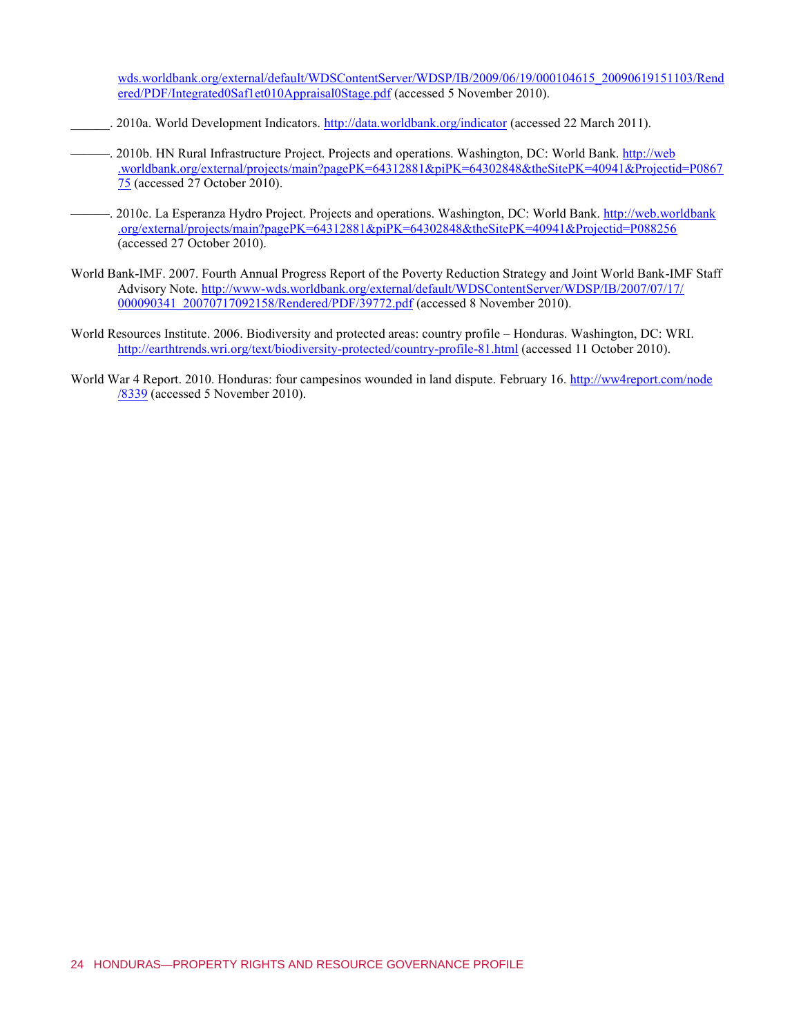wds.worldbank.org/external/default/WDSContentServer/WDSP/IB/2009/06/19/000104615_20090619151103/Rendered/PDF/Integrated0Saf1et010Appraisal0Stage.pdf (accessed 5 November 2010).

______. 2010a. World Development Indicators. http://data.worldbank.org/indicator (accessed 22 March 2011).

———. 2010b. HN Rural Infrastructure Project. Projects and operations. Washington, DC: World Bank. http://web.worldbank.org/external/projects/main?pagePK=64312881&piPK=64302848&theSitePK=40941&Projectid=P086775 (accessed 27 October 2010).

———. 2010c. La Esperanza Hydro Project. Projects and operations. Washington, DC: World Bank. http://web.worldbank.org/external/projects/main?pagePK=64312881&piPK=64302848&theSitePK=40941&Projectid=P088256 (accessed 27 October 2010).

World Bank-IMF. 2007. Fourth Annual Progress Report of the Poverty Reduction Strategy and Joint World Bank-IMF Staff Advisory Note. http://www-wds.worldbank.org/external/default/WDSContentServer/WDSP/IB/2007/07/17/000090341_20070717092158/Rendered/PDF/39772.pdf (accessed 8 November 2010).

World Resources Institute. 2006. Biodiversity and protected areas: country profile – Honduras. Washington, DC: WRI. http://earthtrends.wri.org/text/biodiversity-protected/country-profile-81.html (accessed 11 October 2010).

World War 4 Report. 2010. Honduras: four campesinos wounded in land dispute. February 16. http://ww4report.com/node/8339 (accessed 5 November 2010).